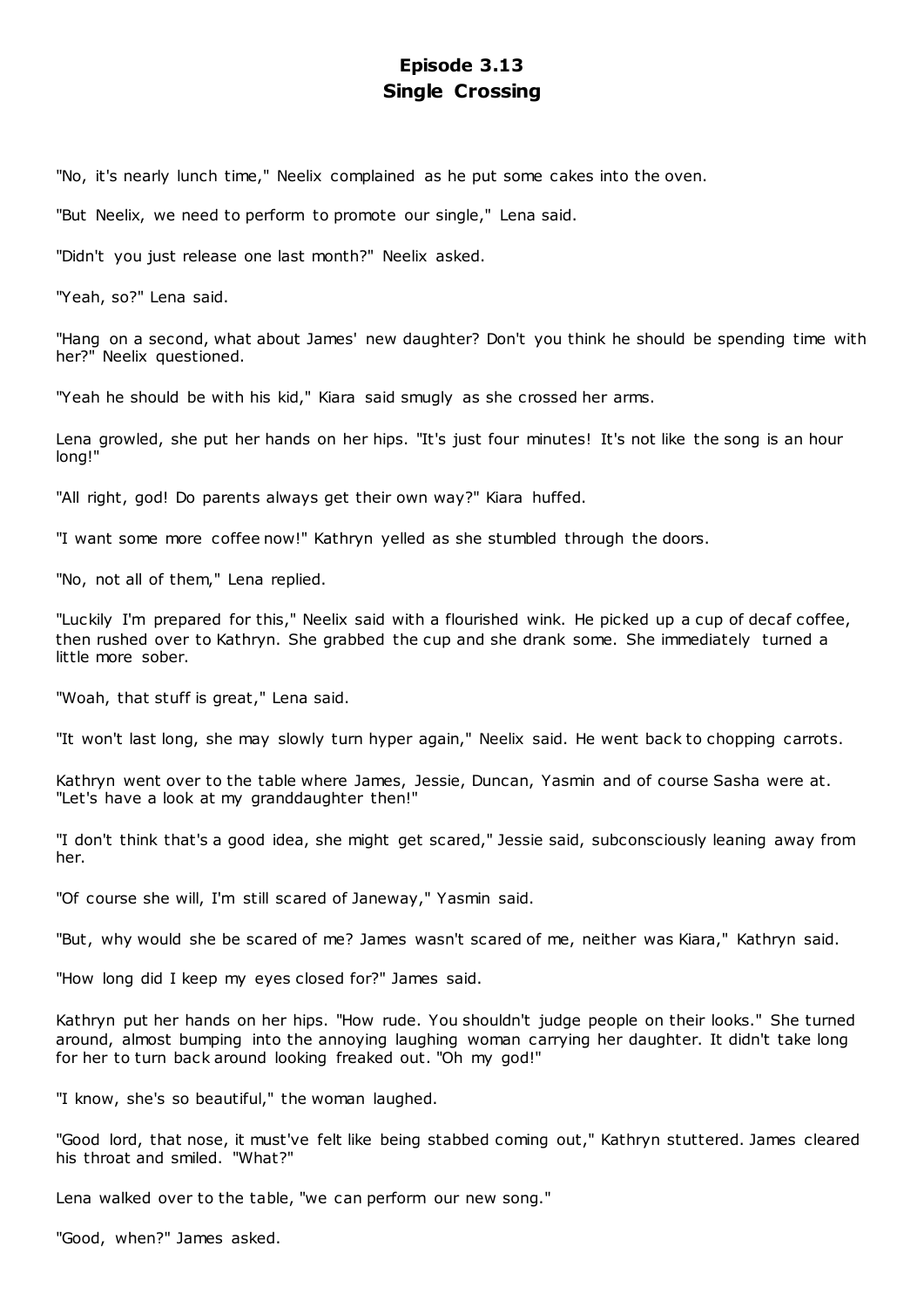# Episode 3.13
## Single Crossing

"No, it's nearly lunch time," Neelix complained as he put some cakes into the oven.

"But Neelix, we need to perform to promote our single," Lena said.

"Didn't you just release one last month?" Neelix asked.

"Yeah, so?" Lena said.

"Hang on a second, what about James' new daughter? Don't you think he should be spending time with her?" Neelix questioned.

"Yeah he should be with his kid," Kiara said smugly as she crossed her arms.

Lena growled, she put her hands on her hips. "It's just four minutes! It's not like the song is an hour long!"

"All right, god! Do parents always get their own way?" Kiara huffed.

"I want some more coffee now!" Kathryn yelled as she stumbled through the doors.

"No, not all of them," Lena replied.

"Luckily I'm prepared for this," Neelix said with a flourished wink. He picked up a cup of decaf coffee, then rushed over to Kathryn. She grabbed the cup and she drank some. She immediately turned a little more sober.

"Woah, that stuff is great," Lena said.

"It won't last long, she may slowly turn hyper again," Neelix said. He went back to chopping carrots.

Kathryn went over to the table where James, Jessie, Duncan, Yasmin and of course Sasha were at. "Let's have a look at my granddaughter then!"

"I don't think that's a good idea, she might get scared," Jessie said, subconsciously leaning away from her.

"Of course she will, I'm still scared of Janeway," Yasmin said.

"But, why would she be scared of me? James wasn't scared of me, neither was Kiara," Kathryn said.

"How long did I keep my eyes closed for?" James said.

Kathryn put her hands on her hips. "How rude. You shouldn't judge people on their looks." She turned around, almost bumping into the annoying laughing woman carrying her daughter. It didn't take long for her to turn back around looking freaked out. "Oh my god!"

"I know, she's so beautiful," the woman laughed.

"Good lord, that nose, it must've felt like being stabbed coming out," Kathryn stuttered. James cleared his throat and smiled. "What?"

Lena walked over to the table, "we can perform our new song."

"Good, when?" James asked.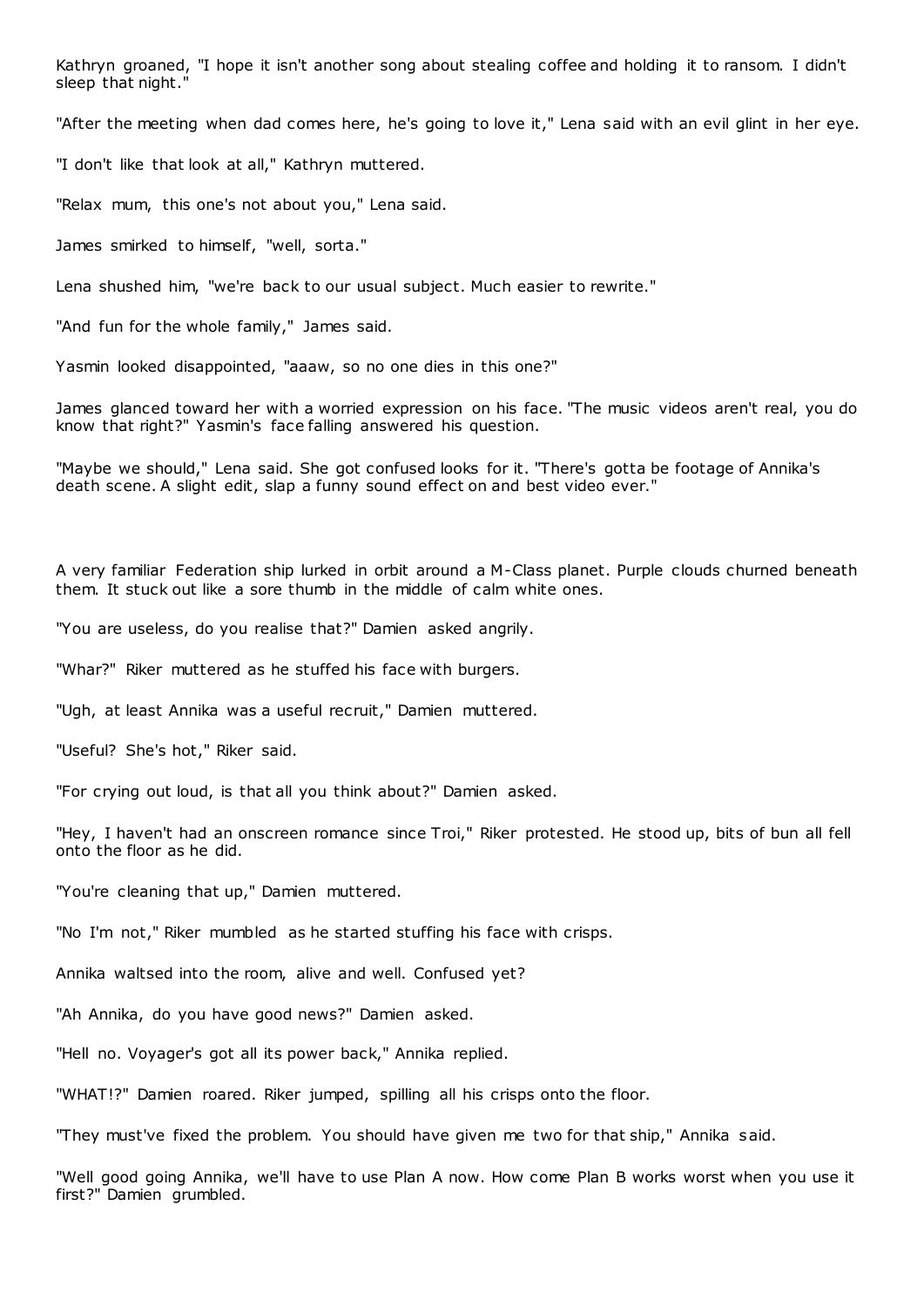Kathryn groaned, "I hope it isn't another song about stealing coffee and holding it to ransom. I didn't sleep that night."

"After the meeting when dad comes here, he's going to love it," Lena said with an evil glint in her eye.

"I don't like that look at all," Kathryn muttered.

"Relax mum, this one's not about you," Lena said.

James smirked to himself, "well, sorta."

Lena shushed him, "we're back to our usual subject. Much easier to rewrite."

"And fun for the whole family," James said.

Yasmin looked disappointed, "aaaw, so no one dies in this one?"

James glanced toward her with a worried expression on his face. "The music videos aren't real, you do know that right?" Yasmin's face falling answered his question.

"Maybe we should," Lena said. She got confused looks for it. "There's gotta be footage of Annika's death scene. A slight edit, slap a funny sound effect on and best video ever."

A very familiar Federation ship lurked in orbit around a M-Class planet. Purple clouds churned beneath them. It stuck out like a sore thumb in the middle of calm white ones.

"You are useless, do you realise that?" Damien asked angrily.

"Whar?" Riker muttered as he stuffed his face with burgers.

"Ugh, at least Annika was a useful recruit," Damien muttered.

"Useful? She's hot," Riker said.

"For crying out loud, is that all you think about?" Damien asked.

"Hey, I haven't had an onscreen romance since Troi," Riker protested. He stood up, bits of bun all fell onto the floor as he did.

"You're cleaning that up," Damien muttered.

"No I'm not," Riker mumbled as he started stuffing his face with crisps.

Annika waltsed into the room, alive and well. Confused yet?

"Ah Annika, do you have good news?" Damien asked.

"Hell no. Voyager's got all its power back," Annika replied.

"WHAT!?" Damien roared. Riker jumped, spilling all his crisps onto the floor.

"They must've fixed the problem. You should have given me two for that ship," Annika said.

"Well good going Annika, we'll have to use Plan A now. How come Plan B works worst when you use it first?" Damien grumbled.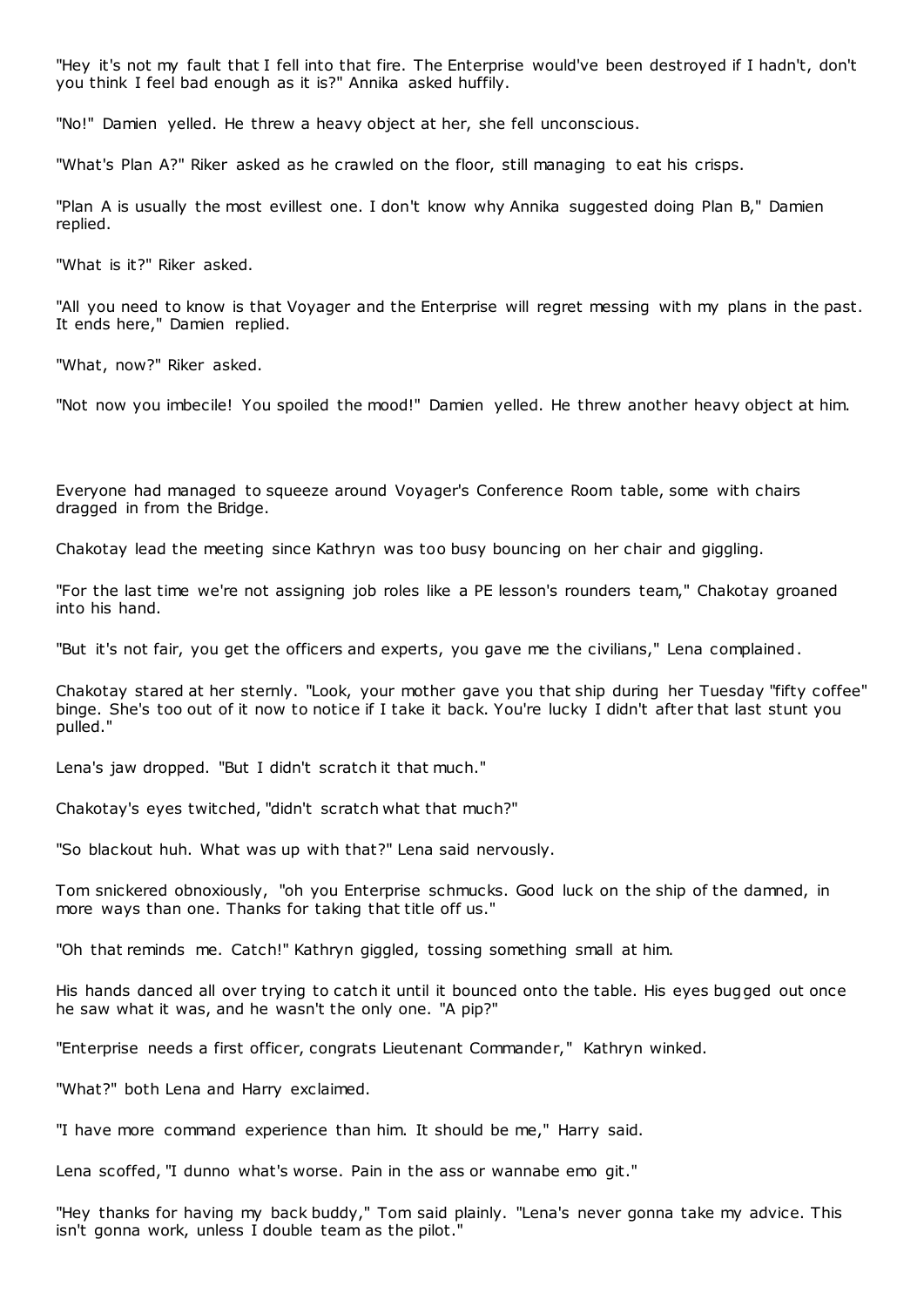"Hey it's not my fault that I fell into that fire. The Enterprise would've been destroyed if I hadn't, don't you think I feel bad enough as it is?" Annika asked huffily.

"No!" Damien yelled. He threw a heavy object at her, she fell unconscious.

"What's Plan A?" Riker asked as he crawled on the floor, still managing to eat his crisps.

"Plan A is usually the most evillest one. I don't know why Annika suggested doing Plan B," Damien replied.

"What is it?" Riker asked.

"All you need to know is that Voyager and the Enterprise will regret messing with my plans in the past. It ends here," Damien replied.

"What, now?" Riker asked.

"Not now you imbecile! You spoiled the mood!" Damien yelled. He threw another heavy object at him.

Everyone had managed to squeeze around Voyager's Conference Room table, some with chairs dragged in from the Bridge.

Chakotay lead the meeting since Kathryn was too busy bouncing on her chair and giggling.

"For the last time we're not assigning job roles like a PE lesson's rounders team," Chakotay groaned into his hand.

"But it's not fair, you get the officers and experts, you gave me the civilians," Lena complained.

Chakotay stared at her sternly. "Look, your mother gave you that ship during her Tuesday "fifty coffee" binge. She's too out of it now to notice if I take it back. You're lucky I didn't after that last stunt you pulled."

Lena's jaw dropped. "But I didn't scratch it that much."

Chakotay's eyes twitched, "didn't scratch what that much?"

"So blackout huh. What was up with that?" Lena said nervously.

Tom snickered obnoxiously, "oh you Enterprise schmucks. Good luck on the ship of the damned, in more ways than one. Thanks for taking that title off us."

"Oh that reminds me. Catch!" Kathryn giggled, tossing something small at him.

His hands danced all over trying to catch it until it bounced onto the table. His eyes bugged out once he saw what it was, and he wasn't the only one. "A pip?"

"Enterprise needs a first officer, congrats Lieutenant Commander," Kathryn winked.

"What?" both Lena and Harry exclaimed.

"I have more command experience than him. It should be me," Harry said.

Lena scoffed, "I dunno what's worse. Pain in the ass or wannabe emo git."

"Hey thanks for having my back buddy," Tom said plainly. "Lena's never gonna take my advice. This isn't gonna work, unless I double team as the pilot."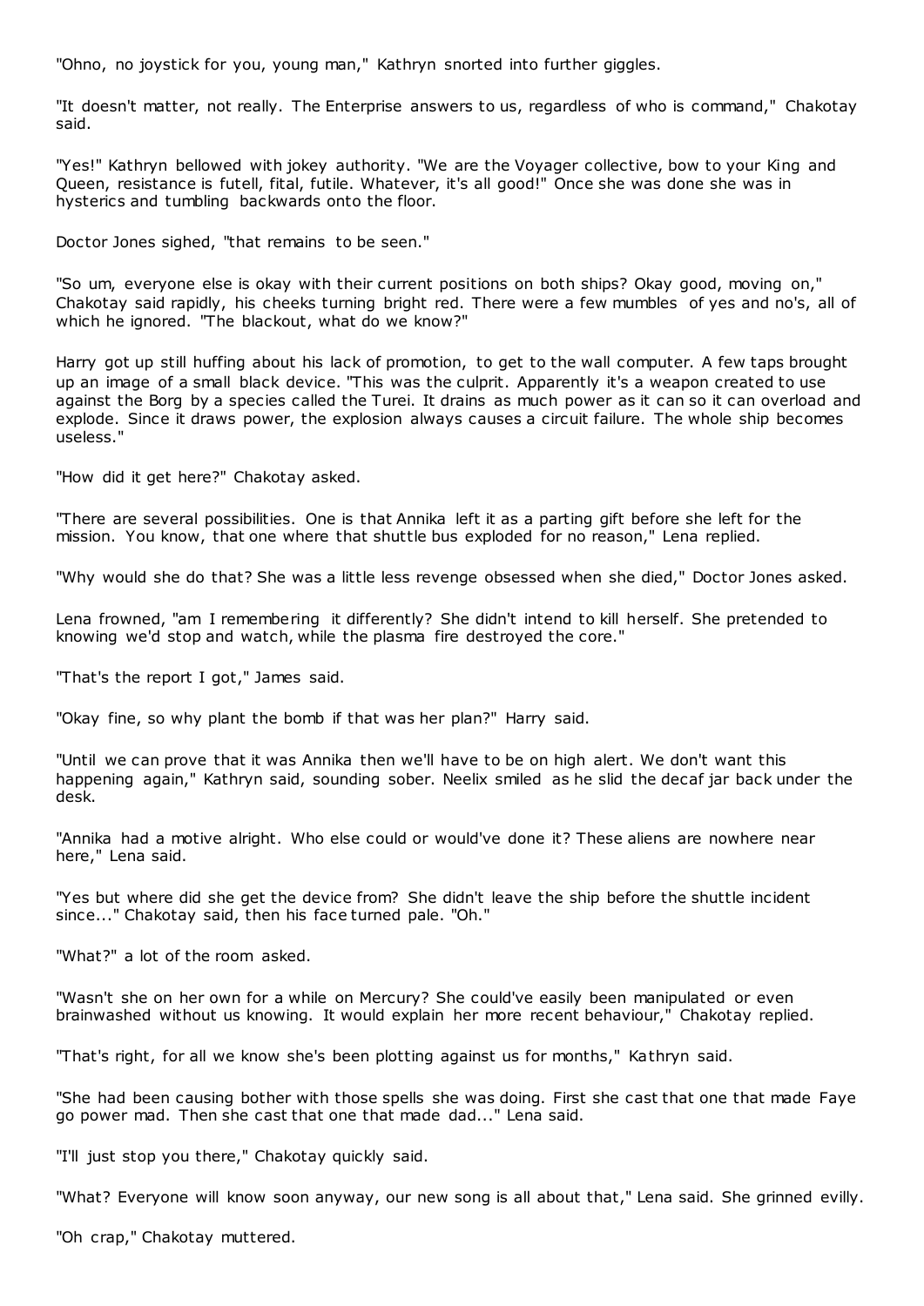"Ohno, no joystick for you, young man," Kathryn snorted into further giggles.

"It doesn't matter, not really. The Enterprise answers to us, regardless of who is command," Chakotay said.

"Yes!" Kathryn bellowed with jokey authority. "We are the Voyager collective, bow to your King and Queen, resistance is futell, fital, futile. Whatever, it's all good!" Once she was done she was in hysterics and tumbling backwards onto the floor.

Doctor Jones sighed, "that remains to be seen."

"So um, everyone else is okay with their current positions on both ships? Okay good, moving on," Chakotay said rapidly, his cheeks turning bright red. There were a few mumbles of yes and no's, all of which he ignored. "The blackout, what do we know?"

Harry got up still huffing about his lack of promotion, to get to the wall computer. A few taps brought up an image of a small black device. "This was the culprit. Apparently it's a weapon created to use against the Borg by a species called the Turei. It drains as much power as it can so it can overload and explode. Since it draws power, the explosion always causes a circuit failure. The whole ship becomes useless."

"How did it get here?" Chakotay asked.

"There are several possibilities. One is that Annika left it as a parting gift before she left for the mission. You know, that one where that shuttle bus exploded for no reason," Lena replied.

"Why would she do that? She was a little less revenge obsessed when she died," Doctor Jones asked.

Lena frowned, "am I remembering it differently? She didn't intend to kill herself. She pretended to knowing we'd stop and watch, while the plasma fire destroyed the core."

"That's the report I got," James said.

"Okay fine, so why plant the bomb if that was her plan?" Harry said.

"Until we can prove that it was Annika then we'll have to be on high alert. We don't want this happening again," Kathryn said, sounding sober. Neelix smiled as he slid the decaf jar back under the desk.

"Annika had a motive alright. Who else could or would've done it? These aliens are nowhere near here," Lena said.

"Yes but where did she get the device from? She didn't leave the ship before the shuttle incident since..." Chakotay said, then his face turned pale. "Oh."

"What?" a lot of the room asked.

"Wasn't she on her own for a while on Mercury? She could've easily been manipulated or even brainwashed without us knowing. It would explain her more recent behaviour," Chakotay replied.

"That's right, for all we know she's been plotting against us for months," Kathryn said.

"She had been causing bother with those spells she was doing. First she cast that one that made Faye go power mad. Then she cast that one that made dad..." Lena said.

"I'll just stop you there," Chakotay quickly said.

"What? Everyone will know soon anyway, our new song is all about that," Lena said. She grinned evilly.

"Oh crap," Chakotay muttered.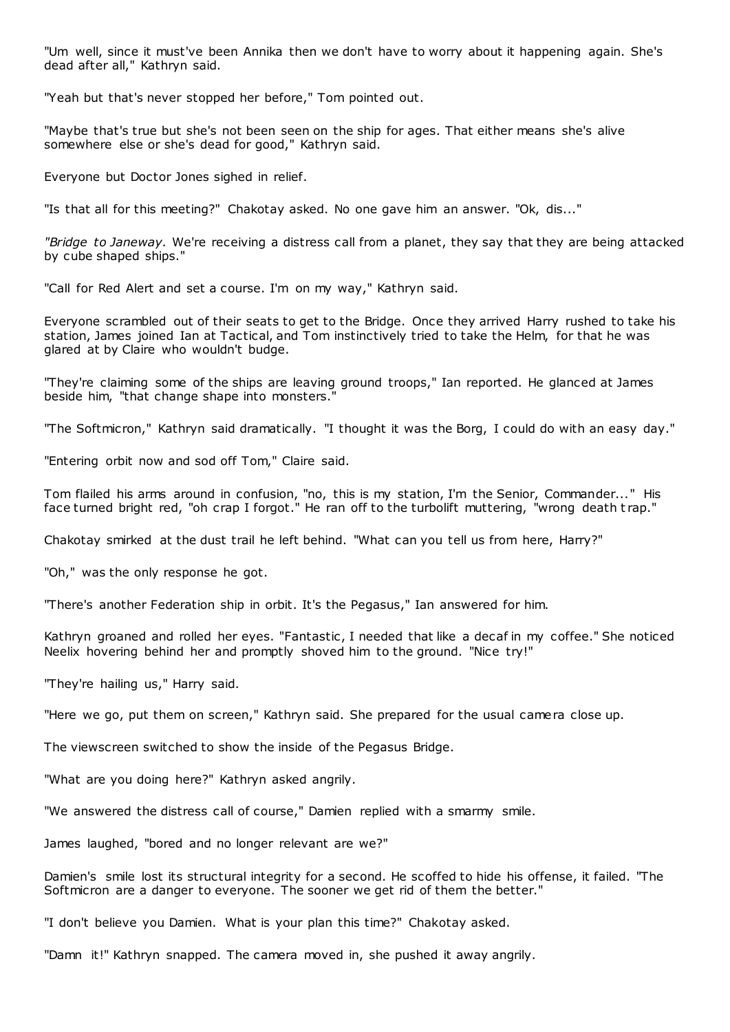"Um well, since it must've been Annika then we don't have to worry about it happening again. She's dead after all," Kathryn said.

"Yeah but that's never stopped her before," Tom pointed out.

"Maybe that's true but she's not been seen on the ship for ages. That either means she's alive somewhere else or she's dead for good," Kathryn said.

Everyone but Doctor Jones sighed in relief.

"Is that all for this meeting?" Chakotay asked. No one gave him an answer. "Ok, dis..."

*"Bridge to Janeway.* We're receiving a distress call from a planet, they say that they are being attacked by cube shaped ships."

"Call for Red Alert and set a course. I'm on my way," Kathryn said.

Everyone scrambled out of their seats to get to the Bridge. Once they arrived Harry rushed to take his station, James joined Ian at Tactical, and Tom instinctively tried to take the Helm, for that he was glared at by Claire who wouldn't budge.

"They're claiming some of the ships are leaving ground troops," Ian reported. He glanced at James beside him, "that change shape into monsters."

"The Softmicron," Kathryn said dramatically. "I thought it was the Borg, I could do with an easy day."

"Entering orbit now and sod off Tom," Claire said.

Tom flailed his arms around in confusion, "no, this is my station, I'm the Senior, Commander..." His face turned bright red, "oh crap I forgot." He ran off to the turbolift muttering, "wrong death trap."

Chakotay smirked at the dust trail he left behind. "What can you tell us from here, Harry?"

"Oh," was the only response he got.

"There's another Federation ship in orbit. It's the Pegasus," Ian answered for him.

Kathryn groaned and rolled her eyes. "Fantastic, I needed that like a decaf in my coffee." She noticed Neelix hovering behind her and promptly shoved him to the ground. "Nice try!"

"They're hailing us," Harry said.

"Here we go, put them on screen," Kathryn said. She prepared for the usual camera close up.

The viewscreen switched to show the inside of the Pegasus Bridge.

"What are you doing here?" Kathryn asked angrily.

"We answered the distress call of course," Damien replied with a smarmy smile.

James laughed, "bored and no longer relevant are we?"

Damien's smile lost its structural integrity for a second. He scoffed to hide his offense, it failed. "The Softmicron are a danger to everyone. The sooner we get rid of them the better."

"I don't believe you Damien. What is your plan this time?" Chakotay asked.

"Damn it!" Kathryn snapped. The camera moved in, she pushed it away angrily.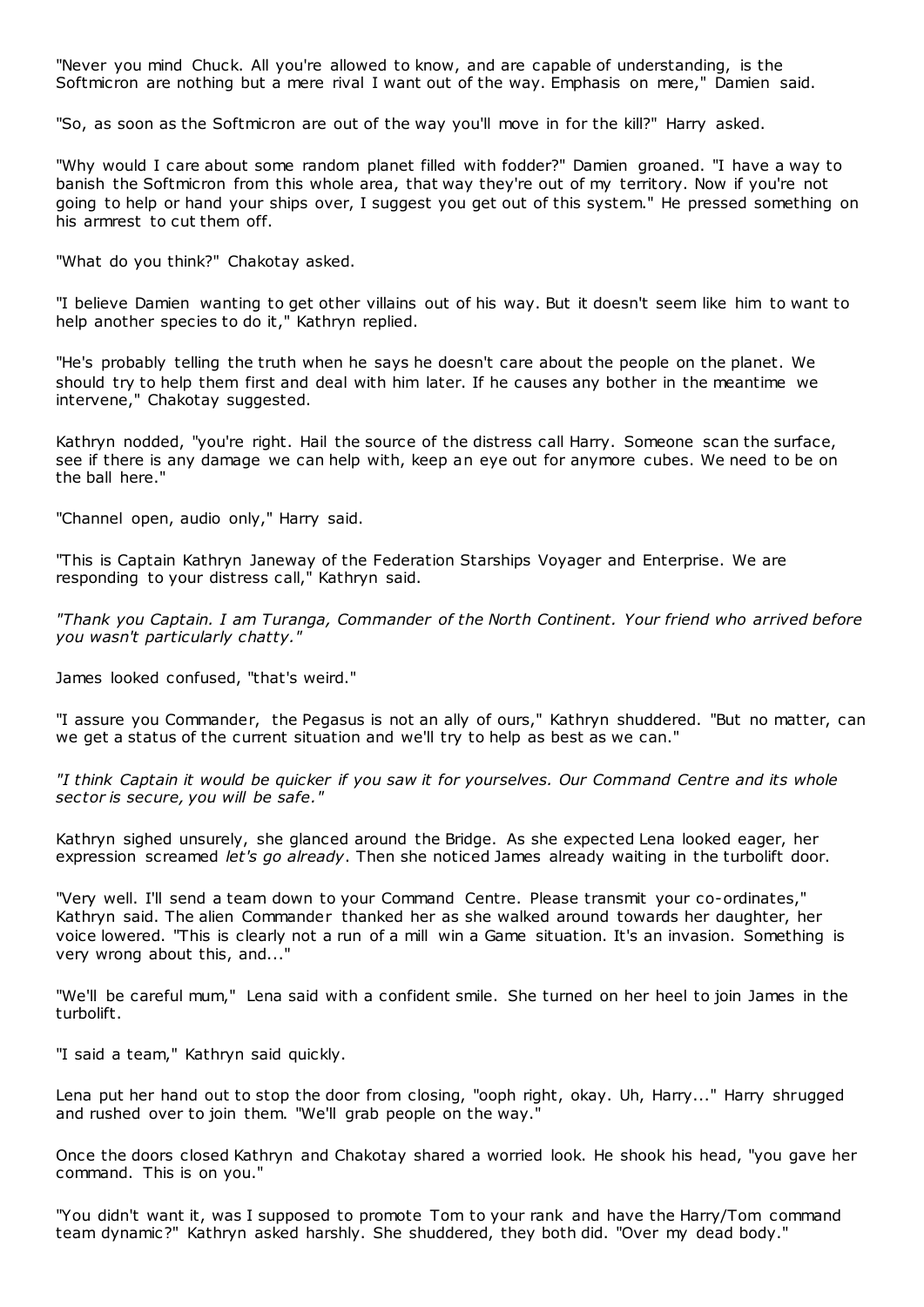"Never you mind Chuck. All you're allowed to know, and are capable of understanding, is the Softmicron are nothing but a mere rival I want out of the way. Emphasis on mere," Damien said.

"So, as soon as the Softmicron are out of the way you'll move in for the kill?" Harry asked.

"Why would I care about some random planet filled with fodder?" Damien groaned. "I have a way to banish the Softmicron from this whole area, that way they're out of my territory. Now if you're not going to help or hand your ships over, I suggest you get out of this system." He pressed something on his armrest to cut them off.

"What do you think?" Chakotay asked.

"I believe Damien wanting to get other villains out of his way. But it doesn't seem like him to want to help another species to do it," Kathryn replied.

"He's probably telling the truth when he says he doesn't care about the people on the planet. We should try to help them first and deal with him later. If he causes any bother in the meantime we intervene," Chakotay suggested.

Kathryn nodded, "you're right. Hail the source of the distress call Harry. Someone scan the surface, see if there is any damage we can help with, keep an eye out for anymore cubes. We need to be on the ball here."

"Channel open, audio only," Harry said.

"This is Captain Kathryn Janeway of the Federation Starships Voyager and Enterprise. We are responding to your distress call," Kathryn said.

*"Thank you Captain. I am Turanga, Commander of the North Continent. Your friend who arrived before you wasn't particularly chatty."*

James looked confused, "that's weird."

"I assure you Commander, the Pegasus is not an ally of ours," Kathryn shuddered. "But no matter, can we get a status of the current situation and we'll try to help as best as we can."

*"I think Captain it would be quicker if you saw it for yourselves. Our Command Centre and its whole sector is secure, you will be safe."*

Kathryn sighed unsurely, she glanced around the Bridge. As she expected Lena looked eager, her expression screamed *let's go already*. Then she noticed James already waiting in the turbolift door.

"Very well. I'll send a team down to your Command Centre. Please transmit your co-ordinates," Kathryn said. The alien Commander thanked her as she walked around towards her daughter, her voice lowered. "This is clearly not a run of a mill win a Game situation. It's an invasion. Something is very wrong about this, and..."

"We'll be careful mum," Lena said with a confident smile. She turned on her heel to join James in the turbolift.

"I said a team," Kathryn said quickly.

Lena put her hand out to stop the door from closing, "ooph right, okay. Uh, Harry..." Harry shrugged and rushed over to join them. "We'll grab people on the way."

Once the doors closed Kathryn and Chakotay shared a worried look. He shook his head, "you gave her command. This is on you."

"You didn't want it, was I supposed to promote Tom to your rank and have the Harry/Tom command team dynamic?" Kathryn asked harshly. She shuddered, they both did. "Over my dead body."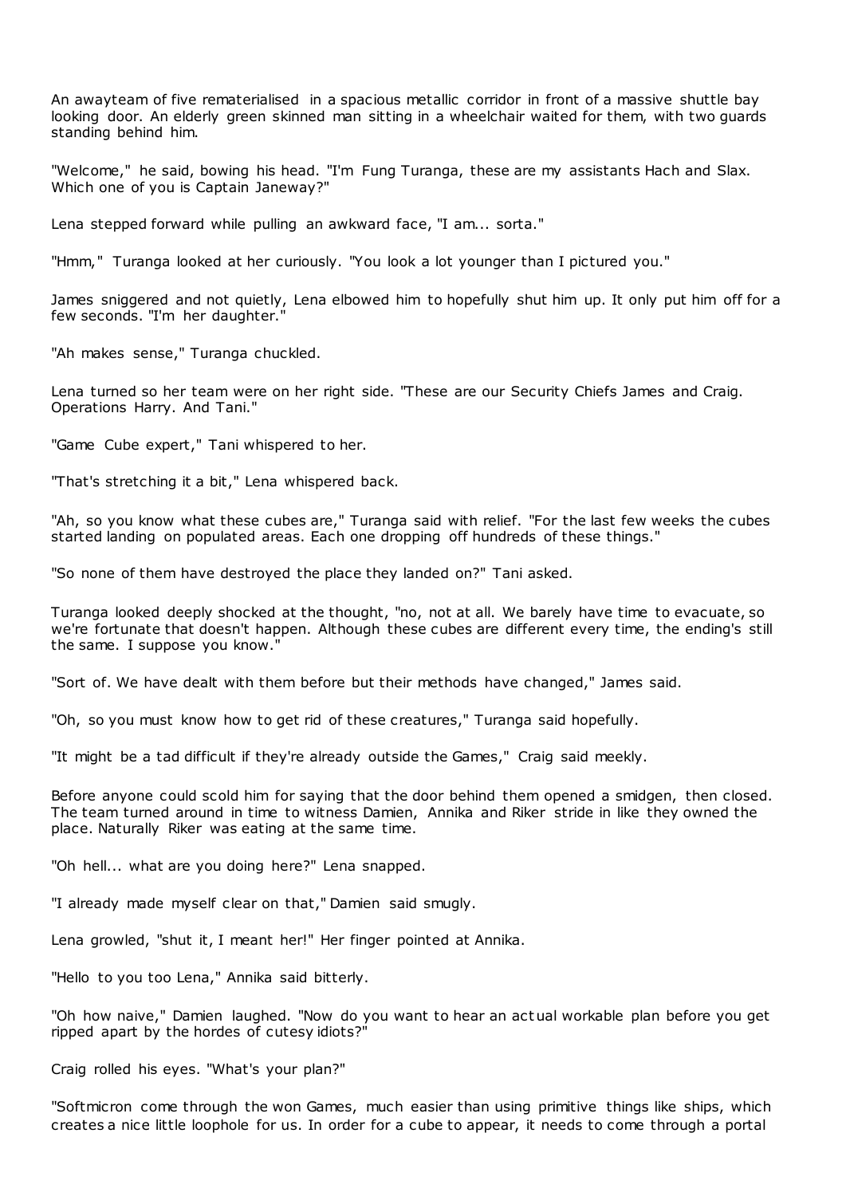An awayteam of five rematerialised in a spacious metallic corridor in front of a massive shuttle bay looking door. An elderly green skinned man sitting in a wheelchair waited for them, with two guards standing behind him.

"Welcome," he said, bowing his head. "I'm Fung Turanga, these are my assistants Hach and Slax. Which one of you is Captain Janeway?"

Lena stepped forward while pulling an awkward face, "I am... sorta."

"Hmm," Turanga looked at her curiously. "You look a lot younger than I pictured you."

James sniggered and not quietly, Lena elbowed him to hopefully shut him up. It only put him off for a few seconds. "I'm her daughter."

"Ah makes sense," Turanga chuckled.

Lena turned so her team were on her right side. "These are our Security Chiefs James and Craig. Operations Harry. And Tani."

"Game Cube expert," Tani whispered to her.

"That's stretching it a bit," Lena whispered back.

"Ah, so you know what these cubes are," Turanga said with relief. "For the last few weeks the cubes started landing on populated areas. Each one dropping off hundreds of these things."

"So none of them have destroyed the place they landed on?" Tani asked.

Turanga looked deeply shocked at the thought, "no, not at all. We barely have time to evacuate, so we're fortunate that doesn't happen. Although these cubes are different every time, the ending's still the same. I suppose you know."

"Sort of. We have dealt with them before but their methods have changed," James said.

"Oh, so you must know how to get rid of these creatures," Turanga said hopefully.

"It might be a tad difficult if they're already outside the Games," Craig said meekly.

Before anyone could scold him for saying that the door behind them opened a smidgen, then closed. The team turned around in time to witness Damien, Annika and Riker stride in like they owned the place. Naturally Riker was eating at the same time.

"Oh hell... what are you doing here?" Lena snapped.

"I already made myself clear on that," Damien said smugly.

Lena growled, "shut it, I meant her!" Her finger pointed at Annika.

"Hello to you too Lena," Annika said bitterly.

"Oh how naive," Damien laughed. "Now do you want to hear an actual workable plan before you get ripped apart by the hordes of cutesy idiots?"

Craig rolled his eyes. "What's your plan?"

"Softmicron come through the won Games, much easier than using primitive things like ships, which creates a nice little loophole for us. In order for a cube to appear, it needs to come through a portal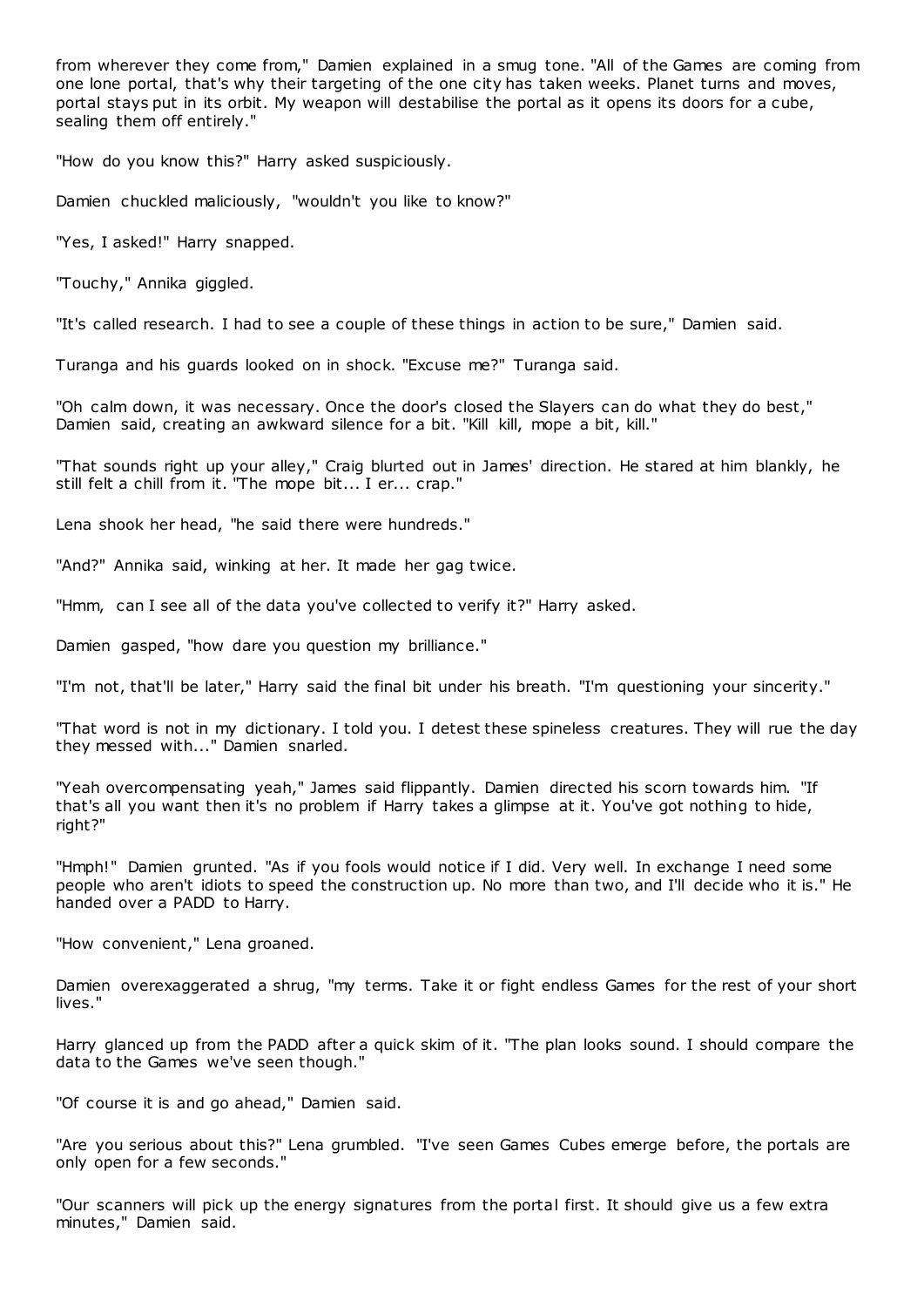from wherever they come from," Damien explained in a smug tone. "All of the Games are coming from one lone portal, that's why their targeting of the one city has taken weeks. Planet turns and moves, portal stays put in its orbit. My weapon will destabilise the portal as it opens its doors for a cube, sealing them off entirely."

"How do you know this?" Harry asked suspiciously.

Damien chuckled maliciously, "wouldn't you like to know?"

"Yes, I asked!" Harry snapped.

"Touchy," Annika giggled.

"It's called research. I had to see a couple of these things in action to be sure," Damien said.

Turanga and his guards looked on in shock. "Excuse me?" Turanga said.

"Oh calm down, it was necessary. Once the door's closed the Slayers can do what they do best," Damien said, creating an awkward silence for a bit. "Kill kill, mope a bit, kill."

"That sounds right up your alley," Craig blurted out in James' direction. He stared at him blankly, he still felt a chill from it. "The mope bit... I er... crap."

Lena shook her head, "he said there were hundreds."

"And?" Annika said, winking at her. It made her gag twice.

"Hmm, can I see all of the data you've collected to verify it?" Harry asked.

Damien gasped, "how dare you question my brilliance."

"I'm not, that'll be later," Harry said the final bit under his breath. "I'm questioning your sincerity."

"That word is not in my dictionary. I told you. I detest these spineless creatures. They will rue the day they messed with..." Damien snarled.

"Yeah overcompensating yeah," James said flippantly. Damien directed his scorn towards him. "If that's all you want then it's no problem if Harry takes a glimpse at it. You've got nothing to hide, right?"

"Hmph!" Damien grunted. "As if you fools would notice if I did. Very well. In exchange I need some people who aren't idiots to speed the construction up. No more than two, and I'll decide who it is." He handed over a PADD to Harry.

"How convenient," Lena groaned.

Damien overexaggerated a shrug, "my terms. Take it or fight endless Games for the rest of your short lives."

Harry glanced up from the PADD after a quick skim of it. "The plan looks sound. I should compare the data to the Games we've seen though."

"Of course it is and go ahead," Damien said.

"Are you serious about this?" Lena grumbled. "I've seen Games Cubes emerge before, the portals are only open for a few seconds."

"Our scanners will pick up the energy signatures from the portal first. It should give us a few extra minutes," Damien said.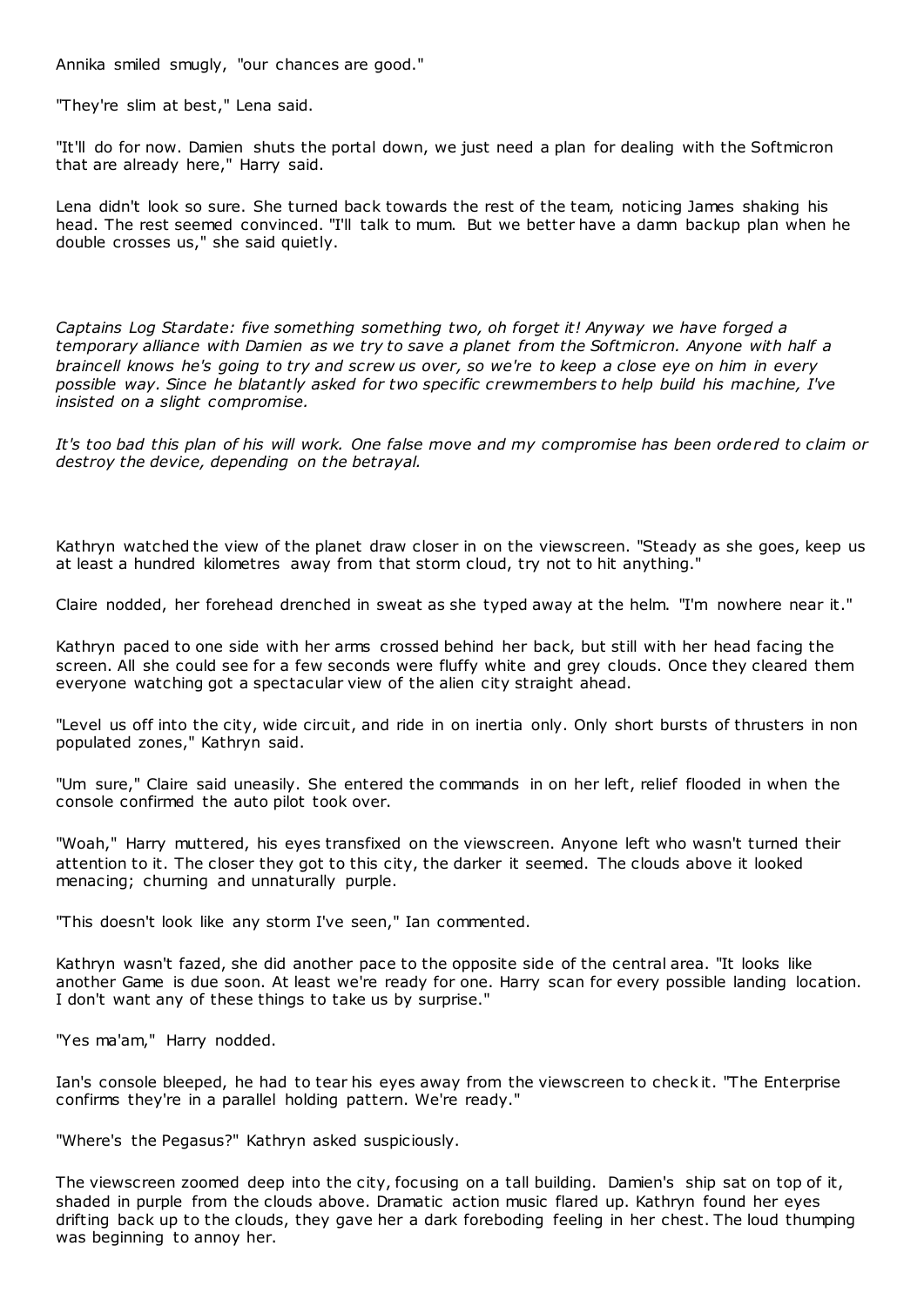Annika smiled smugly, "our chances are good."

"They're slim at best," Lena said.

"It'll do for now. Damien shuts the portal down, we just need a plan for dealing with the Softmicron that are already here," Harry said.

Lena didn't look so sure. She turned back towards the rest of the team, noticing James shaking his head. The rest seemed convinced. "I'll talk to mum. But we better have a damn backup plan when he double crosses us," she said quietly.

*Captains Log Stardate: five something something two, oh forget it! Anyway we have forged a temporary alliance with Damien as we try to save a planet from the Softmicron. Anyone with half a braincell knows he's going to try and screw us over, so we're to keep a close eye on him in every possible way. Since he blatantly asked for two specific crewmembers to help build his machine, I've insisted on a slight compromise.*

*It's too bad this plan of his will work. One false move and my compromise has been ordered to claim or destroy the device, depending on the betrayal.*

Kathryn watched the view of the planet draw closer in on the viewscreen. "Steady as she goes, keep us at least a hundred kilometres away from that storm cloud, try not to hit anything."

Claire nodded, her forehead drenched in sweat as she typed away at the helm. "I'm nowhere near it."

Kathryn paced to one side with her arms crossed behind her back, but still with her head facing the screen. All she could see for a few seconds were fluffy white and grey clouds. Once they cleared them everyone watching got a spectacular view of the alien city straight ahead.

"Level us off into the city, wide circuit, and ride in on inertia only. Only short bursts of thrusters in non populated zones," Kathryn said.

"Um sure," Claire said uneasily. She entered the commands in on her left, relief flooded in when the console confirmed the auto pilot took over.

"Woah," Harry muttered, his eyes transfixed on the viewscreen. Anyone left who wasn't turned their attention to it. The closer they got to this city, the darker it seemed. The clouds above it looked menacing; churning and unnaturally purple.

"This doesn't look like any storm I've seen," Ian commented.

Kathryn wasn't fazed, she did another pace to the opposite side of the central area. "It looks like another Game is due soon. At least we're ready for one. Harry scan for every possible landing location. I don't want any of these things to take us by surprise."

"Yes ma'am," Harry nodded.

Ian's console bleeped, he had to tear his eyes away from the viewscreen to check it. "The Enterprise confirms they're in a parallel holding pattern. We're ready."

"Where's the Pegasus?" Kathryn asked suspiciously.

The viewscreen zoomed deep into the city, focusing on a tall building. Damien's ship sat on top of it, shaded in purple from the clouds above. Dramatic action music flared up. Kathryn found her eyes drifting back up to the clouds, they gave her a dark foreboding feeling in her chest. The loud thumping was beginning to annoy her.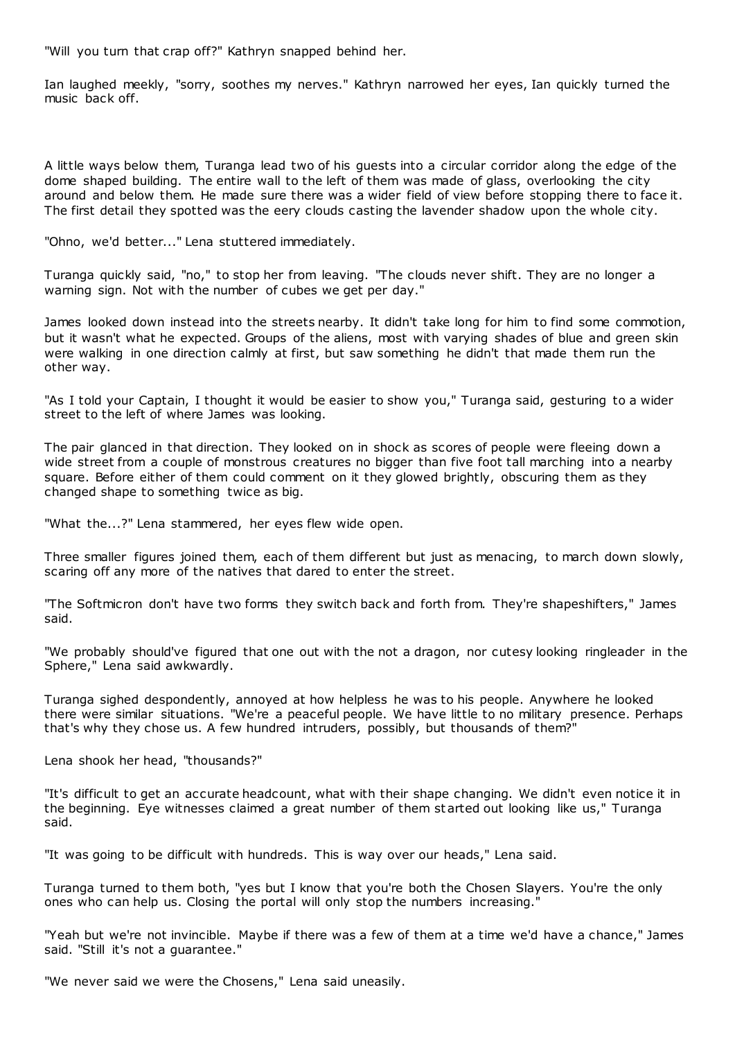"Will you turn that crap off?" Kathryn snapped behind her.

Ian laughed meekly, "sorry, soothes my nerves." Kathryn narrowed her eyes, Ian quickly turned the music back off.

A little ways below them, Turanga lead two of his guests into a circular corridor along the edge of the dome shaped building. The entire wall to the left of them was made of glass, overlooking the city around and below them. He made sure there was a wider field of view before stopping there to face it. The first detail they spotted was the eery clouds casting the lavender shadow upon the whole city.

"Ohno, we'd better..." Lena stuttered immediately.

Turanga quickly said, "no," to stop her from leaving. "The clouds never shift. They are no longer a warning sign. Not with the number of cubes we get per day."

James looked down instead into the streets nearby. It didn't take long for him to find some commotion, but it wasn't what he expected. Groups of the aliens, most with varying shades of blue and green skin were walking in one direction calmly at first, but saw something he didn't that made them run the other way.

"As I told your Captain, I thought it would be easier to show you," Turanga said, gesturing to a wider street to the left of where James was looking.

The pair glanced in that direction. They looked on in shock as scores of people were fleeing down a wide street from a couple of monstrous creatures no bigger than five foot tall marching into a nearby square. Before either of them could comment on it they glowed brightly, obscuring them as they changed shape to something twice as big.

"What the...?" Lena stammered, her eyes flew wide open.

Three smaller figures joined them, each of them different but just as menacing, to march down slowly, scaring off any more of the natives that dared to enter the street.

"The Softmicron don't have two forms they switch back and forth from. They're shapeshifters," James said.

"We probably should've figured that one out with the not a dragon, nor cutesy looking ringleader in the Sphere," Lena said awkwardly.

Turanga sighed despondently, annoyed at how helpless he was to his people. Anywhere he looked there were similar situations. "We're a peaceful people. We have little to no military presence. Perhaps that's why they chose us. A few hundred intruders, possibly, but thousands of them?"

Lena shook her head, "thousands?"

"It's difficult to get an accurate headcount, what with their shape changing. We didn't even notice it in the beginning. Eye witnesses claimed a great number of them started out looking like us," Turanga said.

"It was going to be difficult with hundreds. This is way over our heads," Lena said.

Turanga turned to them both, "yes but I know that you're both the Chosen Slayers. You're the only ones who can help us. Closing the portal will only stop the numbers increasing."

"Yeah but we're not invincible. Maybe if there was a few of them at a time we'd have a chance," James said. "Still it's not a guarantee."

"We never said we were the Chosens," Lena said uneasily.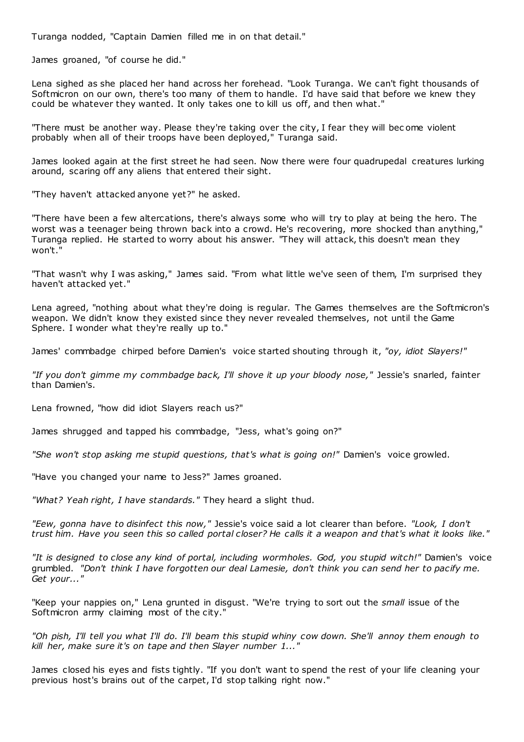Turanga nodded, "Captain Damien filled me in on that detail."

James groaned, "of course he did."

Lena sighed as she placed her hand across her forehead. "Look Turanga. We can't fight thousands of Softmicron on our own, there's too many of them to handle. I'd have said that before we knew they could be whatever they wanted. It only takes one to kill us off, and then what."

"There must be another way. Please they're taking over the city, I fear they will become violent probably when all of their troops have been deployed," Turanga said.

James looked again at the first street he had seen. Now there were four quadrupedal creatures lurking around, scaring off any aliens that entered their sight.

"They haven't attacked anyone yet?" he asked.

"There have been a few altercations, there's always some who will try to play at being the hero. The worst was a teenager being thrown back into a crowd. He's recovering, more shocked than anything," Turanga replied. He started to worry about his answer. "They will attack, this doesn't mean they won't."

"That wasn't why I was asking," James said. "From what little we've seen of them, I'm surprised they haven't attacked yet."

Lena agreed, "nothing about what they're doing is regular. The Games themselves are the Softmicron's weapon. We didn't know they existed since they never revealed themselves, not until the Game Sphere. I wonder what they're really up to."

James' commbadge chirped before Damien's voice started shouting through it, *"oy, idiot Slayers!"*

*"If you don't gimme my commbadge back, I'll shove it up your bloody nose,"* Jessie's snarled, fainter than Damien's.

Lena frowned, "how did idiot Slayers reach us?"

James shrugged and tapped his commbadge, "Jess, what's going on?"

*"She won't stop asking me stupid questions, that's what is going on!"* Damien's voice growled.

"Have you changed your name to Jess?" James groaned.

*"What? Yeah right, I have standards."* They heard a slight thud.

*"Eew, gonna have to disinfect this now,"* Jessie's voice said a lot clearer than before. *"Look, I don't trust him. Have you seen this so called portal closer? He calls it a weapon and that's what it looks like."*

*"It is designed to close any kind of portal, including wormholes. God, you stupid witch!"* Damien's voice grumbled. *"Don't think I have forgotten our deal Lamesie, don't think you can send her to pacify me. Get your..."*

"Keep your nappies on," Lena grunted in disgust. "We're trying to sort out the *small* issue of the Softmicron army claiming most of the city."

*"Oh pish, I'll tell you what I'll do. I'll beam this stupid whiny cow down. She'll annoy them enough to kill her, make sure it's on tape and then Slayer number 1..."*

James closed his eyes and fists tightly. "If you don't want to spend the rest of your life cleaning your previous host's brains out of the carpet, I'd stop talking right now."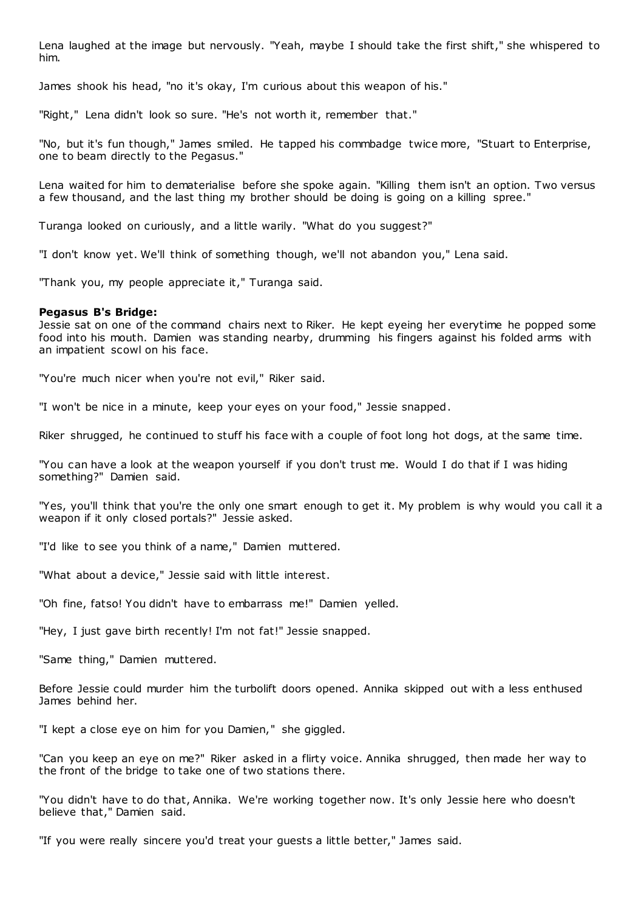Lena laughed at the image but nervously. "Yeah, maybe I should take the first shift," she whispered to him.

James shook his head, "no it's okay, I'm curious about this weapon of his."

"Right," Lena didn't look so sure. "He's not worth it, remember that."

"No, but it's fun though," James smiled. He tapped his commbadge twice more, "Stuart to Enterprise, one to beam directly to the Pegasus."

Lena waited for him to dematerialise before she spoke again. "Killing them isn't an option. Two versus a few thousand, and the last thing my brother should be doing is going on a killing spree."

Turanga looked on curiously, and a little warily. "What do you suggest?"

"I don't know yet. We'll think of something though, we'll not abandon you," Lena said.

"Thank you, my people appreciate it," Turanga said.

**Pegasus B's Bridge:**

Jessie sat on one of the command chairs next to Riker. He kept eyeing her everytime he popped some food into his mouth. Damien was standing nearby, drumming his fingers against his folded arms with an impatient scowl on his face.

"You're much nicer when you're not evil," Riker said.

"I won't be nice in a minute, keep your eyes on your food," Jessie snapped.

Riker shrugged, he continued to stuff his face with a couple of foot long hot dogs, at the same time.

"You can have a look at the weapon yourself if you don't trust me. Would I do that if I was hiding something?" Damien said.

"Yes, you'll think that you're the only one smart enough to get it. My problem is why would you call it a weapon if it only closed portals?" Jessie asked.

"I'd like to see you think of a name," Damien muttered.

"What about a device," Jessie said with little interest.

"Oh fine, fatso! You didn't have to embarrass me!" Damien yelled.

"Hey, I just gave birth recently! I'm not fat!" Jessie snapped.

"Same thing," Damien muttered.

Before Jessie could murder him the turbolift doors opened. Annika skipped out with a less enthused James behind her.

"I kept a close eye on him for you Damien," she giggled.

"Can you keep an eye on me?" Riker asked in a flirty voice. Annika shrugged, then made her way to the front of the bridge to take one of two stations there.

"You didn't have to do that, Annika. We're working together now. It's only Jessie here who doesn't believe that," Damien said.

"If you were really sincere you'd treat your guests a little better," James said.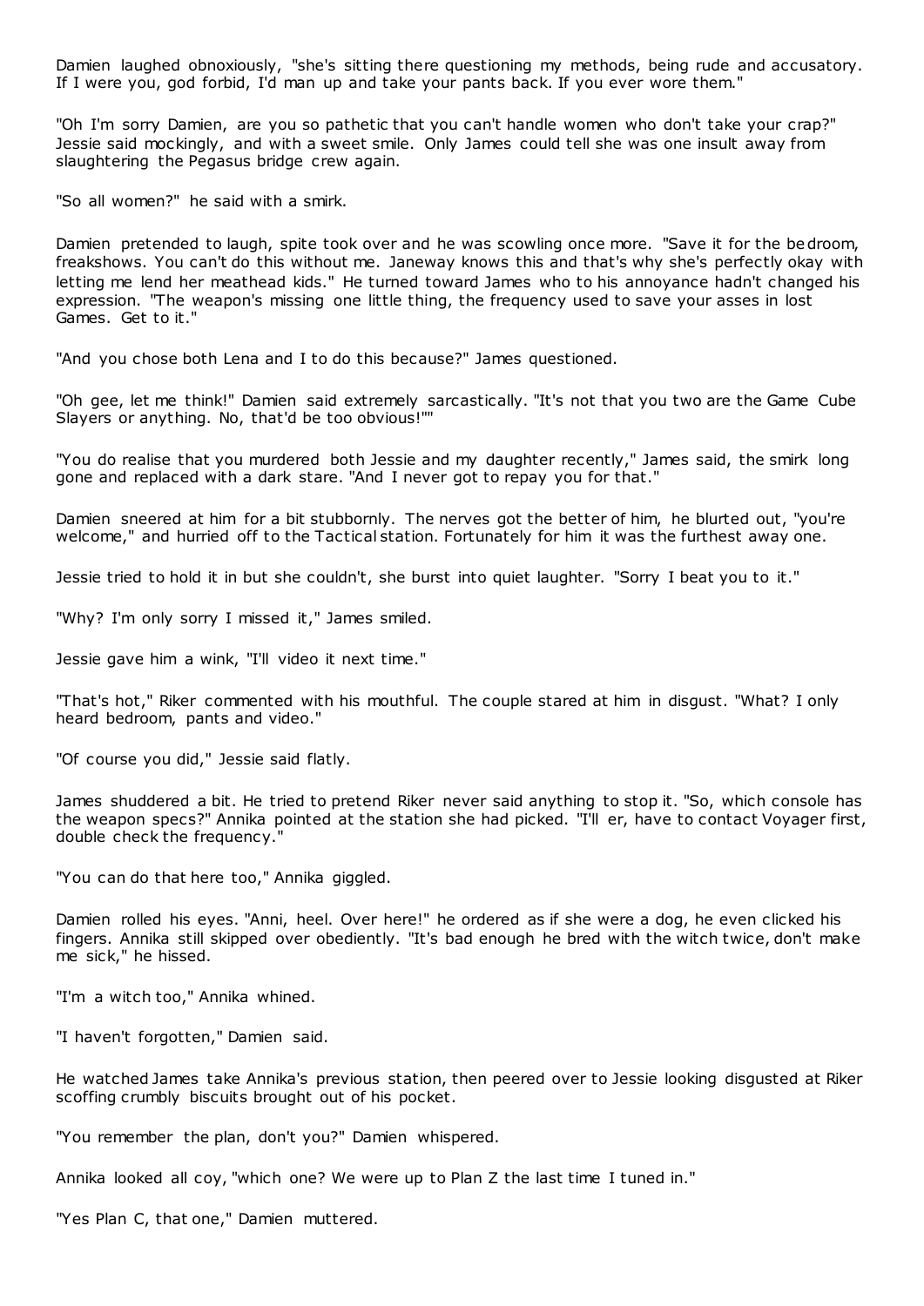Damien laughed obnoxiously, "she's sitting there questioning my methods, being rude and accusatory. If I were you, god forbid, I'd man up and take your pants back. If you ever wore them."

"Oh I'm sorry Damien, are you so pathetic that you can't handle women who don't take your crap?" Jessie said mockingly, and with a sweet smile. Only James could tell she was one insult away from slaughtering the Pegasus bridge crew again.

"So all women?" he said with a smirk.

Damien pretended to laugh, spite took over and he was scowling once more. "Save it for the bedroom, freakshows. You can't do this without me. Janeway knows this and that's why she's perfectly okay with letting me lend her meathead kids." He turned toward James who to his annoyance hadn't changed his expression. "The weapon's missing one little thing, the frequency used to save your asses in lost Games. Get to it."

"And you chose both Lena and I to do this because?" James questioned.

"Oh gee, let me think!" Damien said extremely sarcastically. "It's not that you two are the Game Cube Slayers or anything. No, that'd be too obvious!""

"You do realise that you murdered both Jessie and my daughter recently," James said, the smirk long gone and replaced with a dark stare. "And I never got to repay you for that."

Damien sneered at him for a bit stubbornly. The nerves got the better of him, he blurted out, "you're welcome," and hurried off to the Tactical station. Fortunately for him it was the furthest away one.

Jessie tried to hold it in but she couldn't, she burst into quiet laughter. "Sorry I beat you to it."

"Why? I'm only sorry I missed it," James smiled.

Jessie gave him a wink, "I'll video it next time."

"That's hot," Riker commented with his mouthful. The couple stared at him in disgust. "What? I only heard bedroom, pants and video."

"Of course you did," Jessie said flatly.

James shuddered a bit. He tried to pretend Riker never said anything to stop it. "So, which console has the weapon specs?" Annika pointed at the station she had picked. "I'll er, have to contact Voyager first, double check the frequency."

"You can do that here too," Annika giggled.

Damien rolled his eyes. "Anni, heel. Over here!" he ordered as if she were a dog, he even clicked his fingers. Annika still skipped over obediently. "It's bad enough he bred with the witch twice, don't make me sick," he hissed.

"I'm a witch too," Annika whined.

"I haven't forgotten," Damien said.

He watched James take Annika's previous station, then peered over to Jessie looking disgusted at Riker scoffing crumbly biscuits brought out of his pocket.

"You remember the plan, don't you?" Damien whispered.

Annika looked all coy, "which one? We were up to Plan Z the last time I tuned in."

"Yes Plan C, that one," Damien muttered.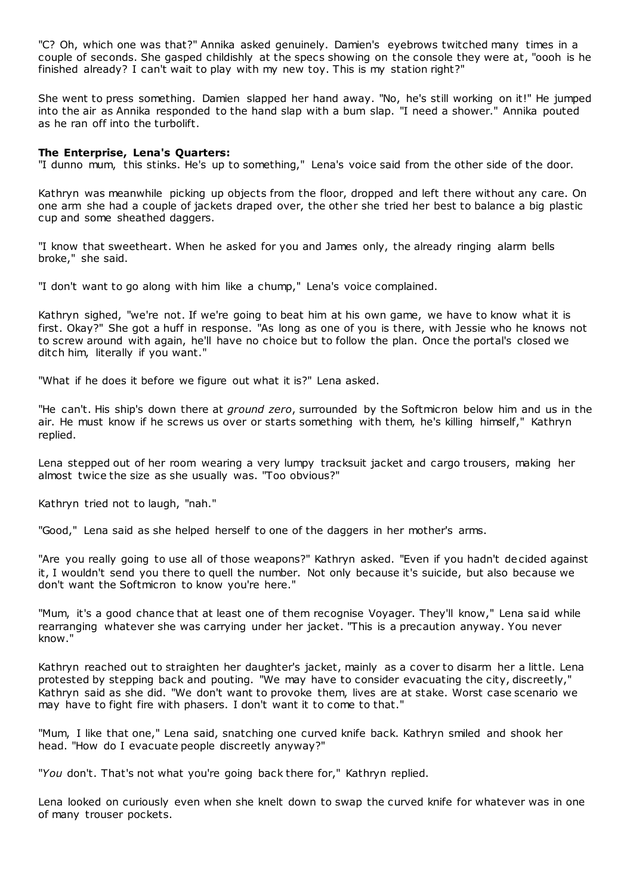"C? Oh, which one was that?" Annika asked genuinely. Damien's eyebrows twitched many times in a couple of seconds. She gasped childishly at the specs showing on the console they were at, "oooh is he finished already? I can't wait to play with my new toy. This is my station right?"

She went to press something. Damien slapped her hand away. "No, he's still working on it!" He jumped into the air as Annika responded to the hand slap with a bum slap. "I need a shower." Annika pouted as he ran off into the turbolift.

**The Enterprise, Lena's Quarters:**

"I dunno mum, this stinks. He's up to something," Lena's voice said from the other side of the door.

Kathryn was meanwhile picking up objects from the floor, dropped and left there without any care. On one arm she had a couple of jackets draped over, the other she tried her best to balance a big plastic cup and some sheathed daggers.

"I know that sweetheart. When he asked for you and James only, the already ringing alarm bells broke," she said.

"I don't want to go along with him like a chump," Lena's voice complained.

Kathryn sighed, "we're not. If we're going to beat him at his own game, we have to know what it is first. Okay?" She got a huff in response. "As long as one of you is there, with Jessie who he knows not to screw around with again, he'll have no choice but to follow the plan. Once the portal's closed we ditch him, literally if you want."

"What if he does it before we figure out what it is?" Lena asked.

"He can't. His ship's down there at *ground zero*, surrounded by the Softmicron below him and us in the air. He must know if he screws us over or starts something with them, he's killing himself," Kathryn replied.

Lena stepped out of her room wearing a very lumpy tracksuit jacket and cargo trousers, making her almost twice the size as she usually was. "Too obvious?"

Kathryn tried not to laugh, "nah."

"Good," Lena said as she helped herself to one of the daggers in her mother's arms.

"Are you really going to use all of those weapons?" Kathryn asked. "Even if you hadn't decided against it, I wouldn't send you there to quell the number. Not only because it's suicide, but also because we don't want the Softmicron to know you're here."

"Mum, it's a good chance that at least one of them recognise Voyager. They'll know," Lena said while rearranging whatever she was carrying under her jacket. "This is a precaution anyway. You never know."

Kathryn reached out to straighten her daughter's jacket, mainly as a cover to disarm her a little. Lena protested by stepping back and pouting. "We may have to consider evacuating the city, discreetly," Kathryn said as she did. "We don't want to provoke them, lives are at stake. Worst case scenario we may have to fight fire with phasers. I don't want it to come to that."

"Mum, I like that one," Lena said, snatching one curved knife back. Kathryn smiled and shook her head. "How do I evacuate people discreetly anyway?"

"*You* don't. That's not what you're going back there for," Kathryn replied.

Lena looked on curiously even when she knelt down to swap the curved knife for whatever was in one of many trouser pockets.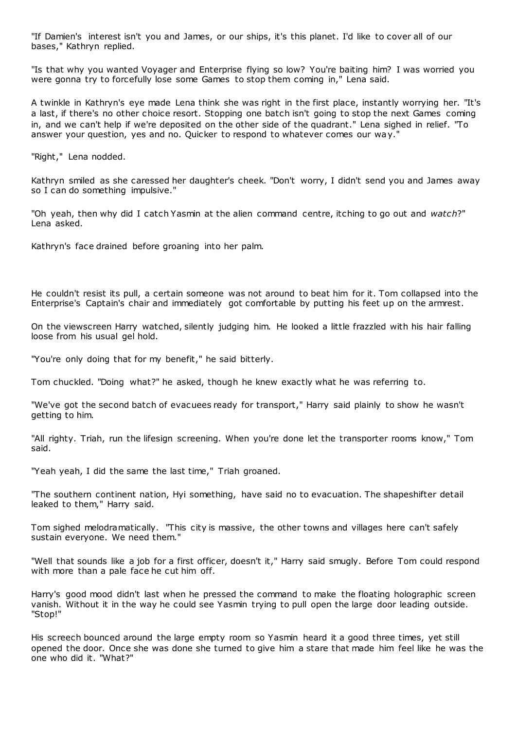"If Damien's interest isn't you and James, or our ships, it's this planet. I'd like to cover all of our bases," Kathryn replied.

"Is that why you wanted Voyager and Enterprise flying so low? You're baiting him? I was worried you were gonna try to forcefully lose some Games to stop them coming in," Lena said.

A twinkle in Kathryn's eye made Lena think she was right in the first place, instantly worrying her. "It's a last, if there's no other choice resort. Stopping one batch isn't going to stop the next Games coming in, and we can't help if we're deposited on the other side of the quadrant." Lena sighed in relief. "To answer your question, yes and no. Quicker to respond to whatever comes our way."

"Right," Lena nodded.

Kathryn smiled as she caressed her daughter's cheek. "Don't worry, I didn't send you and James away so I can do something impulsive."

"Oh yeah, then why did I catch Yasmin at the alien command centre, itching to go out and *watch*?" Lena asked.

Kathryn's face drained before groaning into her palm.

He couldn't resist its pull, a certain someone was not around to beat him for it. Tom collapsed into the Enterprise's Captain's chair and immediately got comfortable by putting his feet up on the armrest.

On the viewscreen Harry watched, silently judging him. He looked a little frazzled with his hair falling loose from his usual gel hold.

"You're only doing that for my benefit," he said bitterly.

Tom chuckled. "Doing what?" he asked, though he knew exactly what he was referring to.

"We've got the second batch of evacuees ready for transport," Harry said plainly to show he wasn't getting to him.

"All righty. Triah, run the lifesign screening. When you're done let the transporter rooms know," Tom said.

"Yeah yeah, I did the same the last time," Triah groaned.

"The southern continent nation, Hyi something, have said no to evacuation. The shapeshifter detail leaked to them," Harry said.

Tom sighed melodramatically. "This city is massive, the other towns and villages here can't safely sustain everyone. We need them."

"Well that sounds like a job for a first officer, doesn't it," Harry said smugly. Before Tom could respond with more than a pale face he cut him off.

Harry's good mood didn't last when he pressed the command to make the floating holographic screen vanish. Without it in the way he could see Yasmin trying to pull open the large door leading outside. "Stop!"

His screech bounced around the large empty room so Yasmin heard it a good three times, yet still opened the door. Once she was done she turned to give him a stare that made him feel like he was the one who did it. "What?"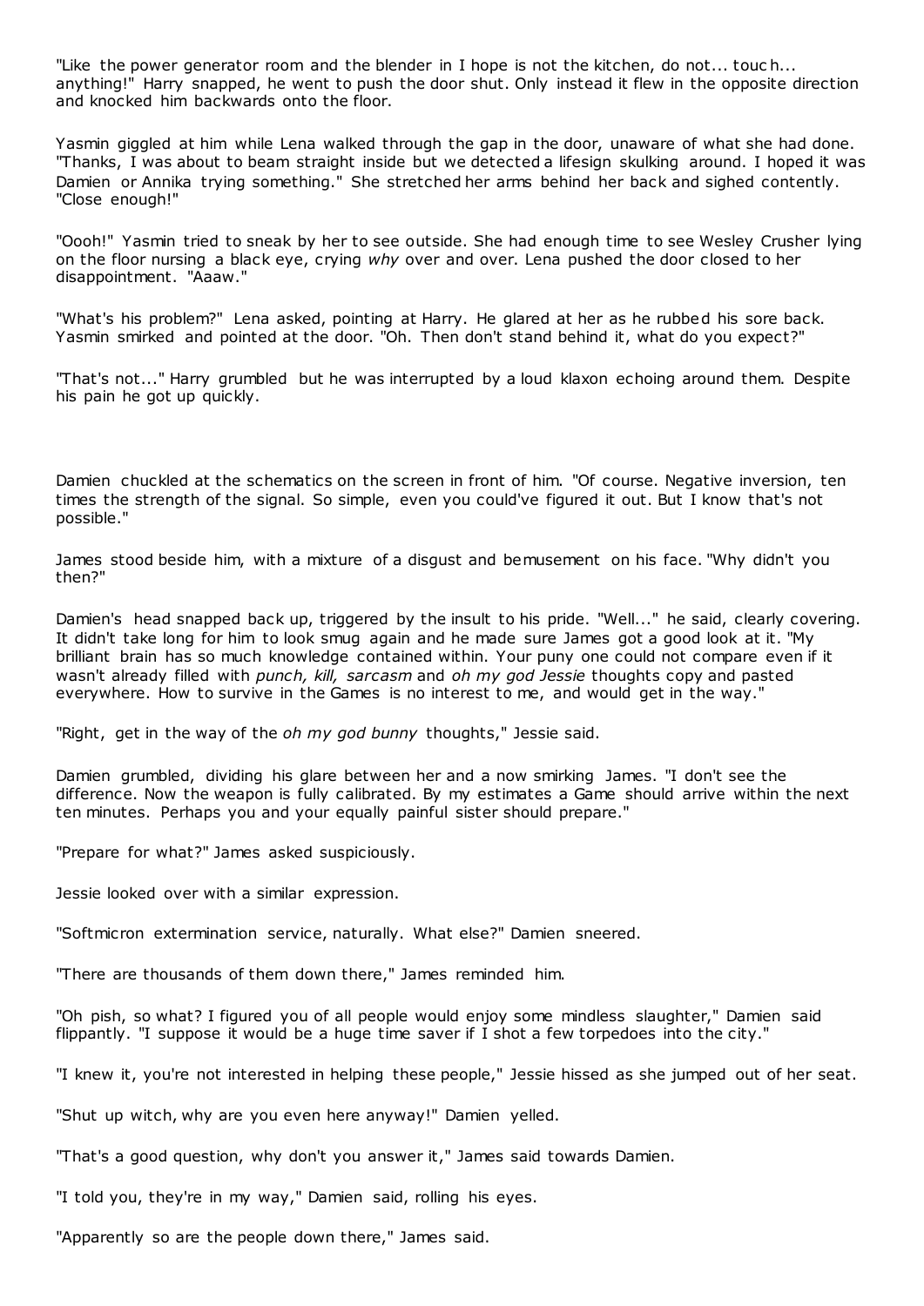"Like the power generator room and the blender in I hope is not the kitchen, do not... touch... anything!" Harry snapped, he went to push the door shut. Only instead it flew in the opposite direction and knocked him backwards onto the floor.

Yasmin giggled at him while Lena walked through the gap in the door, unaware of what she had done. "Thanks, I was about to beam straight inside but we detected a lifesign skulking around. I hoped it was Damien or Annika trying something." She stretched her arms behind her back and sighed contently. "Close enough!"

"Oooh!" Yasmin tried to sneak by her to see outside. She had enough time to see Wesley Crusher lying on the floor nursing a black eye, crying *why* over and over. Lena pushed the door closed to her disappointment. "Aaaw."

"What's his problem?" Lena asked, pointing at Harry. He glared at her as he rubbed his sore back. Yasmin smirked and pointed at the door. "Oh. Then don't stand behind it, what do you expect?"

"That's not..." Harry grumbled but he was interrupted by a loud klaxon echoing around them. Despite his pain he got up quickly.

Damien chuckled at the schematics on the screen in front of him. "Of course. Negative inversion, ten times the strength of the signal. So simple, even you could've figured it out. But I know that's not possible."

James stood beside him, with a mixture of a disgust and bemusement on his face. "Why didn't you then?"

Damien's head snapped back up, triggered by the insult to his pride. "Well..." he said, clearly covering. It didn't take long for him to look smug again and he made sure James got a good look at it. "My brilliant brain has so much knowledge contained within. Your puny one could not compare even if it wasn't already filled with *punch, kill, sarcasm* and *oh my god Jessie* thoughts copy and pasted everywhere. How to survive in the Games is no interest to me, and would get in the way."

"Right, get in the way of the *oh my god bunny* thoughts," Jessie said.

Damien grumbled, dividing his glare between her and a now smirking James. "I don't see the difference. Now the weapon is fully calibrated. By my estimates a Game should arrive within the next ten minutes. Perhaps you and your equally painful sister should prepare."

"Prepare for what?" James asked suspiciously.

Jessie looked over with a similar expression.

"Softmicron extermination service, naturally. What else?" Damien sneered.

"There are thousands of them down there," James reminded him.

"Oh pish, so what? I figured you of all people would enjoy some mindless slaughter," Damien said flippantly. "I suppose it would be a huge time saver if I shot a few torpedoes into the city."

"I knew it, you're not interested in helping these people," Jessie hissed as she jumped out of her seat.

"Shut up witch, why are you even here anyway!" Damien yelled.

"That's a good question, why don't you answer it," James said towards Damien.

"I told you, they're in my way," Damien said, rolling his eyes.

"Apparently so are the people down there," James said.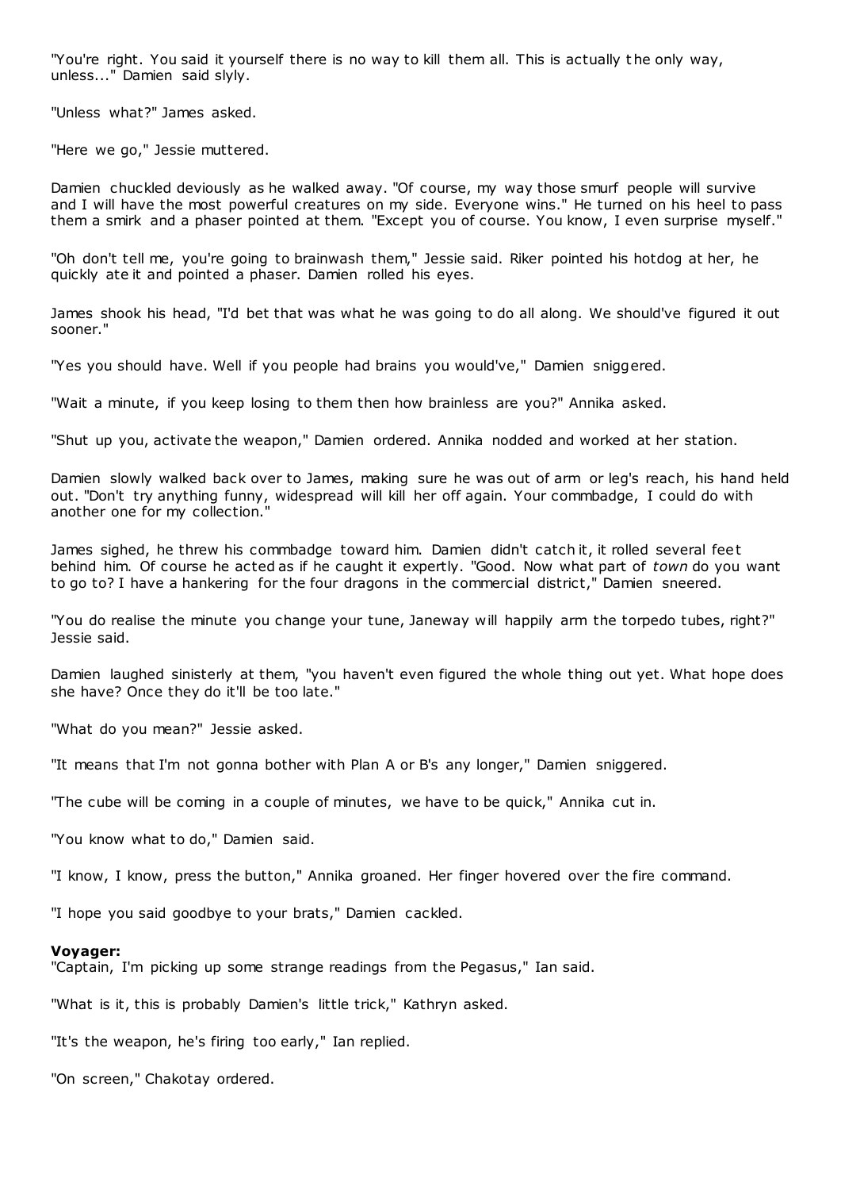"You're right. You said it yourself there is no way to kill them all. This is actually the only way, unless..." Damien said slyly.

"Unless what?" James asked.

"Here we go," Jessie muttered.

Damien chuckled deviously as he walked away. "Of course, my way those smurf people will survive and I will have the most powerful creatures on my side. Everyone wins." He turned on his heel to pass them a smirk and a phaser pointed at them. "Except you of course. You know, I even surprise myself."

"Oh don't tell me, you're going to brainwash them," Jessie said. Riker pointed his hotdog at her, he quickly ate it and pointed a phaser. Damien rolled his eyes.

James shook his head, "I'd bet that was what he was going to do all along. We should've figured it out sooner."

"Yes you should have. Well if you people had brains you would've," Damien sniggered.

"Wait a minute, if you keep losing to them then how brainless are you?" Annika asked.

"Shut up you, activate the weapon," Damien ordered. Annika nodded and worked at her station.

Damien slowly walked back over to James, making sure he was out of arm or leg's reach, his hand held out. "Don't try anything funny, widespread will kill her off again. Your commbadge, I could do with another one for my collection."

James sighed, he threw his commbadge toward him. Damien didn't catch it, it rolled several feet behind him. Of course he acted as if he caught it expertly. "Good. Now what part of *town* do you want to go to? I have a hankering for the four dragons in the commercial district," Damien sneered.

"You do realise the minute you change your tune, Janeway will happily arm the torpedo tubes, right?" Jessie said.

Damien laughed sinisterly at them, "you haven't even figured the whole thing out yet. What hope does she have? Once they do it'll be too late."

"What do you mean?" Jessie asked.

"It means that I'm not gonna bother with Plan A or B's any longer," Damien sniggered.

"The cube will be coming in a couple of minutes, we have to be quick," Annika cut in.

"You know what to do," Damien said.

"I know, I know, press the button," Annika groaned. Her finger hovered over the fire command.

"I hope you said goodbye to your brats," Damien cackled.

**Voyager:**
"Captain, I'm picking up some strange readings from the Pegasus," Ian said.

"What is it, this is probably Damien's little trick," Kathryn asked.

"It's the weapon, he's firing too early," Ian replied.

"On screen," Chakotay ordered.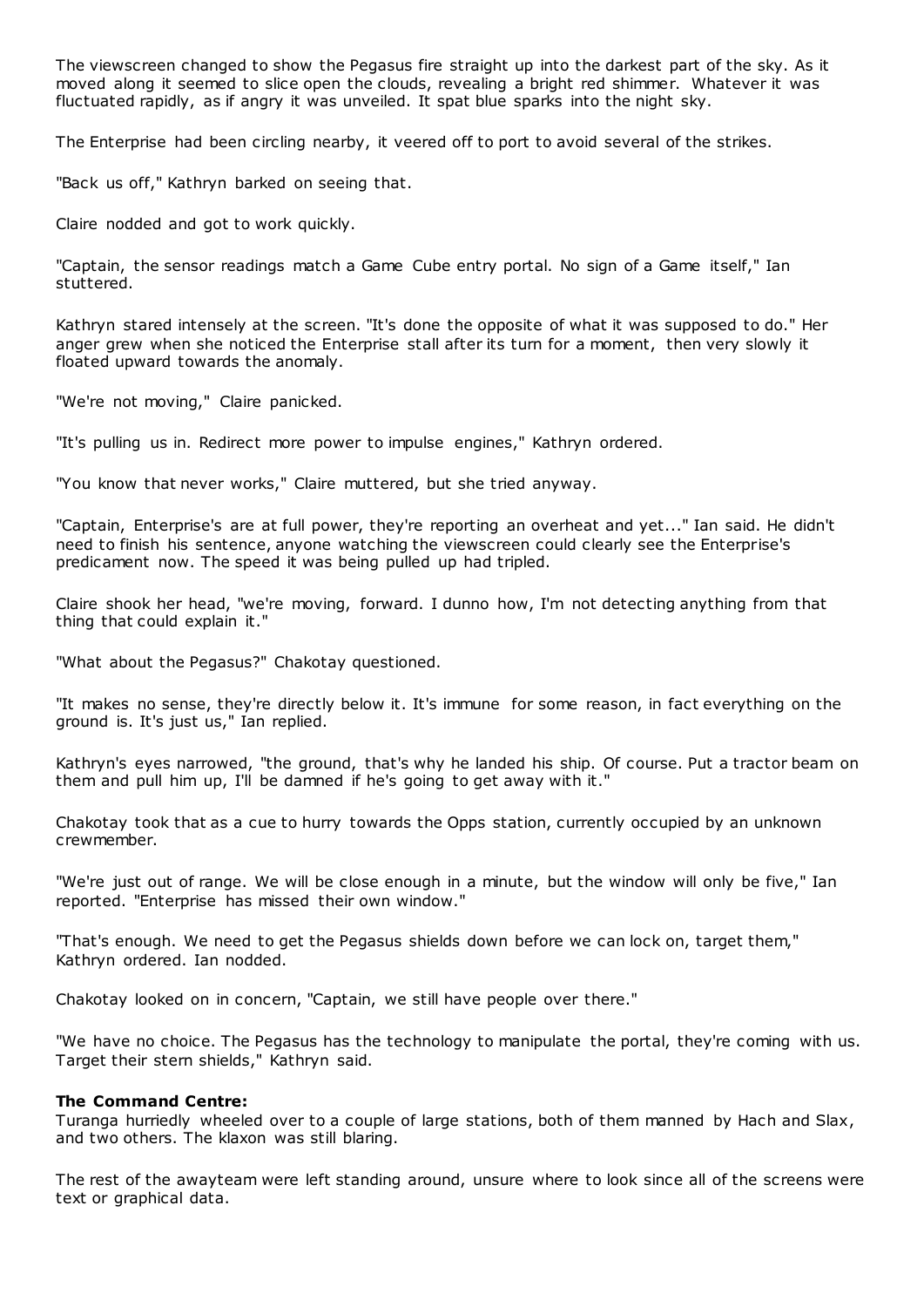The viewscreen changed to show the Pegasus fire straight up into the darkest part of the sky. As it moved along it seemed to slice open the clouds, revealing a bright red shimmer. Whatever it was fluctuated rapidly, as if angry it was unveiled. It spat blue sparks into the night sky.

The Enterprise had been circling nearby, it veered off to port to avoid several of the strikes.

"Back us off," Kathryn barked on seeing that.

Claire nodded and got to work quickly.

"Captain, the sensor readings match a Game Cube entry portal. No sign of a Game itself," Ian stuttered.

Kathryn stared intensely at the screen. "It's done the opposite of what it was supposed to do." Her anger grew when she noticed the Enterprise stall after its turn for a moment, then very slowly it floated upward towards the anomaly.

"We're not moving," Claire panicked.

"It's pulling us in. Redirect more power to impulse engines," Kathryn ordered.

"You know that never works," Claire muttered, but she tried anyway.

"Captain, Enterprise's are at full power, they're reporting an overheat and yet..." Ian said. He didn't need to finish his sentence, anyone watching the viewscreen could clearly see the Enterprise's predicament now. The speed it was being pulled up had tripled.

Claire shook her head, "we're moving, forward. I dunno how, I'm not detecting anything from that thing that could explain it."

"What about the Pegasus?" Chakotay questioned.

"It makes no sense, they're directly below it. It's immune for some reason, in fact everything on the ground is. It's just us," Ian replied.

Kathryn's eyes narrowed, "the ground, that's why he landed his ship. Of course. Put a tractor beam on them and pull him up, I'll be damned if he's going to get away with it."

Chakotay took that as a cue to hurry towards the Opps station, currently occupied by an unknown crewmember.

"We're just out of range. We will be close enough in a minute, but the window will only be five," Ian reported. "Enterprise has missed their own window."

"That's enough. We need to get the Pegasus shields down before we can lock on, target them," Kathryn ordered. Ian nodded.

Chakotay looked on in concern, "Captain, we still have people over there."

"We have no choice. The Pegasus has the technology to manipulate the portal, they're coming with us. Target their stern shields," Kathryn said.

**The Command Centre:**
Turanga hurriedly wheeled over to a couple of large stations, both of them manned by Hach and Slax, and two others. The klaxon was still blaring.

The rest of the awayteam were left standing around, unsure where to look since all of the screens were text or graphical data.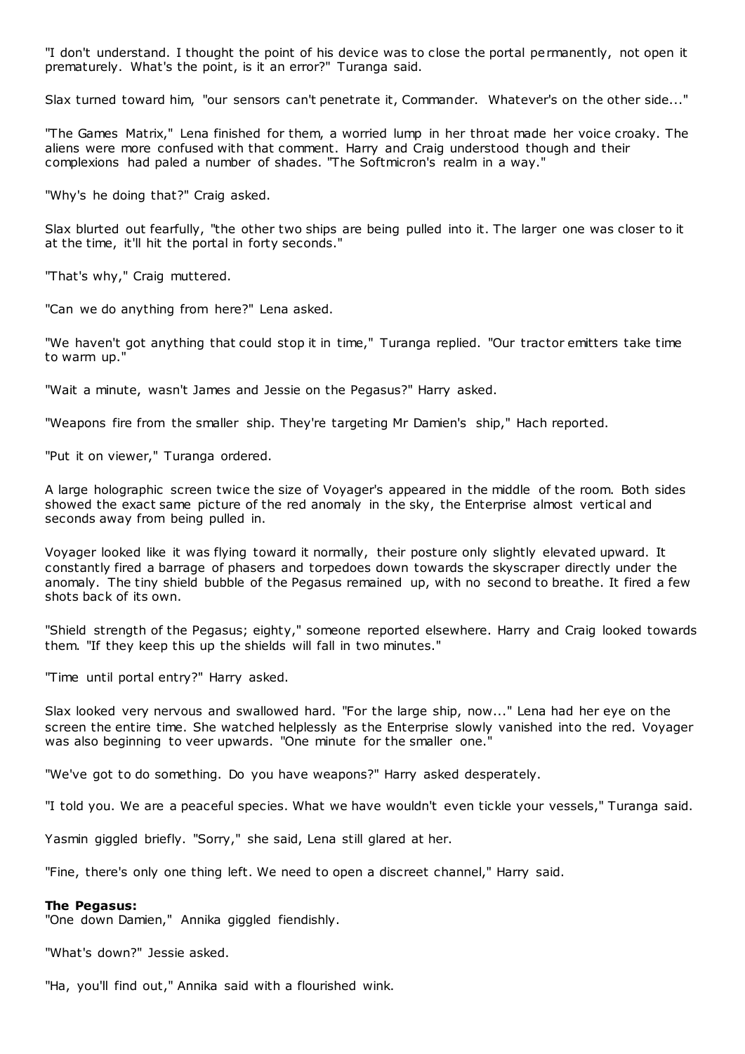"I don't understand. I thought the point of his device was to close the portal permanently, not open it prematurely. What's the point, is it an error?" Turanga said.

Slax turned toward him, "our sensors can't penetrate it, Commander. Whatever's on the other side..."

"The Games Matrix," Lena finished for them, a worried lump in her throat made her voice croaky. The aliens were more confused with that comment. Harry and Craig understood though and their complexions had paled a number of shades. "The Softmicron's realm in a way."

"Why's he doing that?" Craig asked.

Slax blurted out fearfully, "the other two ships are being pulled into it. The larger one was closer to it at the time, it'll hit the portal in forty seconds."

"That's why," Craig muttered.

"Can we do anything from here?" Lena asked.

"We haven't got anything that could stop it in time," Turanga replied. "Our tractor emitters take time to warm up."

"Wait a minute, wasn't James and Jessie on the Pegasus?" Harry asked.

"Weapons fire from the smaller ship. They're targeting Mr Damien's ship," Hach reported.

"Put it on viewer," Turanga ordered.

A large holographic screen twice the size of Voyager's appeared in the middle of the room. Both sides showed the exact same picture of the red anomaly in the sky, the Enterprise almost vertical and seconds away from being pulled in.

Voyager looked like it was flying toward it normally, their posture only slightly elevated upward. It constantly fired a barrage of phasers and torpedoes down towards the skyscraper directly under the anomaly. The tiny shield bubble of the Pegasus remained up, with no second to breathe. It fired a few shots back of its own.

"Shield strength of the Pegasus; eighty," someone reported elsewhere. Harry and Craig looked towards them. "If they keep this up the shields will fall in two minutes."

"Time until portal entry?" Harry asked.

Slax looked very nervous and swallowed hard. "For the large ship, now..." Lena had her eye on the screen the entire time. She watched helplessly as the Enterprise slowly vanished into the red. Voyager was also beginning to veer upwards. "One minute for the smaller one."

"We've got to do something. Do you have weapons?" Harry asked desperately.

"I told you. We are a peaceful species. What we have wouldn't even tickle your vessels," Turanga said.

Yasmin giggled briefly. "Sorry," she said, Lena still glared at her.

"Fine, there's only one thing left. We need to open a discreet channel," Harry said.

**The Pegasus:**
"One down Damien," Annika giggled fiendishly.

"What's down?" Jessie asked.

"Ha, you'll find out," Annika said with a flourished wink.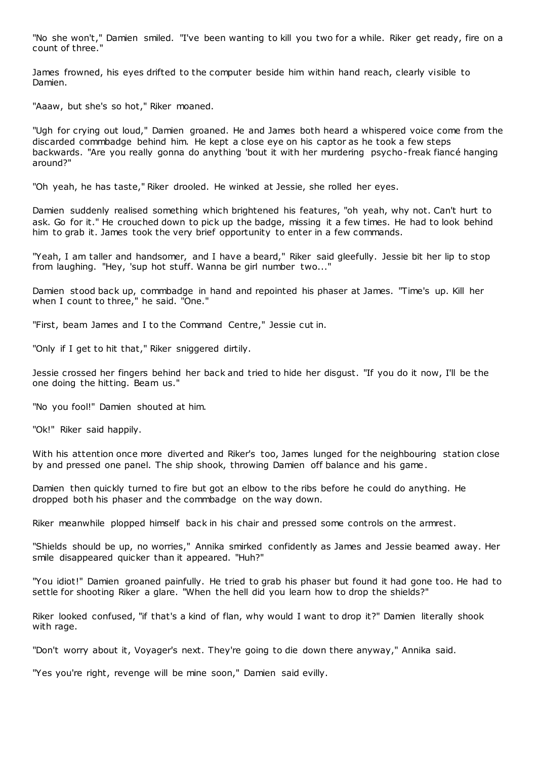"No she won't," Damien smiled. "I've been wanting to kill you two for a while. Riker get ready, fire on a count of three."

James frowned, his eyes drifted to the computer beside him within hand reach, clearly visible to Damien.

"Aaaw, but she's so hot," Riker moaned.

"Ugh for crying out loud," Damien groaned. He and James both heard a whispered voice come from the discarded commbadge behind him. He kept a close eye on his captor as he took a few steps backwards. "Are you really gonna do anything 'bout it with her murdering psycho-freak fiancé hanging around?"

"Oh yeah, he has taste," Riker drooled. He winked at Jessie, she rolled her eyes.

Damien suddenly realised something which brightened his features, "oh yeah, why not. Can't hurt to ask. Go for it." He crouched down to pick up the badge, missing it a few times. He had to look behind him to grab it. James took the very brief opportunity to enter in a few commands.

"Yeah, I am taller and handsomer, and I have a beard," Riker said gleefully. Jessie bit her lip to stop from laughing. "Hey, 'sup hot stuff. Wanna be girl number two..."

Damien stood back up, commbadge in hand and repointed his phaser at James. "Time's up. Kill her when I count to three," he said. "One."

"First, beam James and I to the Command Centre," Jessie cut in.

"Only if I get to hit that," Riker sniggered dirtily.

Jessie crossed her fingers behind her back and tried to hide her disgust. "If you do it now, I'll be the one doing the hitting. Beam us."

"No you fool!" Damien shouted at him.

"Ok!" Riker said happily.

With his attention once more diverted and Riker's too, James lunged for the neighbouring station close by and pressed one panel. The ship shook, throwing Damien off balance and his game.

Damien then quickly turned to fire but got an elbow to the ribs before he could do anything. He dropped both his phaser and the commbadge on the way down.

Riker meanwhile plopped himself back in his chair and pressed some controls on the armrest.

"Shields should be up, no worries," Annika smirked confidently as James and Jessie beamed away. Her smile disappeared quicker than it appeared. "Huh?"

"You idiot!" Damien groaned painfully. He tried to grab his phaser but found it had gone too. He had to settle for shooting Riker a glare. "When the hell did you learn how to drop the shields?"

Riker looked confused, "if that's a kind of flan, why would I want to drop it?" Damien literally shook with rage.

"Don't worry about it, Voyager's next. They're going to die down there anyway," Annika said.

"Yes you're right, revenge will be mine soon," Damien said evilly.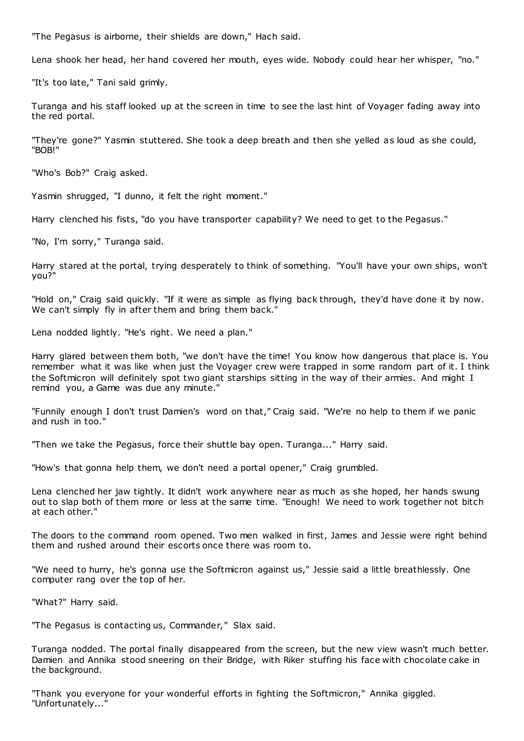"The Pegasus is airborne, their shields are down," Hach said.

Lena shook her head, her hand covered her mouth, eyes wide. Nobody could hear her whisper, "no."

"It's too late," Tani said grimly.

Turanga and his staff looked up at the screen in time to see the last hint of Voyager fading away into the red portal.

"They're gone?" Yasmin stuttered. She took a deep breath and then she yelled as loud as she could, "BOB!"

"Who's Bob?" Craig asked.

Yasmin shrugged, "I dunno, it felt the right moment."

Harry clenched his fists, "do you have transporter capability? We need to get to the Pegasus."

"No, I'm sorry," Turanga said.

Harry stared at the portal, trying desperately to think of something. "You'll have your own ships, won't you?"

"Hold on," Craig said quickly. "If it were as simple as flying back through, they'd have done it by now. We can't simply fly in after them and bring them back."

Lena nodded lightly. "He's right. We need a plan."

Harry glared between them both, "we don't have the time! You know how dangerous that place is. You remember what it was like when just the Voyager crew were trapped in some random part of it. I think the Softmicron will definitely spot two giant starships sitting in the way of their armies. And might I remind you, a Game was due any minute."

"Funnily enough I don't trust Damien's word on that," Craig said. "We're no help to them if we panic and rush in too."

"Then we take the Pegasus, force their shuttle bay open. Turanga..." Harry said.

"How's that gonna help them, we don't need a portal opener," Craig grumbled.

Lena clenched her jaw tightly. It didn't work anywhere near as much as she hoped, her hands swung out to slap both of them more or less at the same time. "Enough! We need to work together not bitch at each other."

The doors to the command room opened. Two men walked in first, James and Jessie were right behind them and rushed around their escorts once there was room to.

"We need to hurry, he's gonna use the Softmicron against us," Jessie said a little breathlessly. One computer rang over the top of her.

"What?" Harry said.

"The Pegasus is contacting us, Commander," Slax said.

Turanga nodded. The portal finally disappeared from the screen, but the new view wasn't much better. Damien and Annika stood sneering on their Bridge, with Riker stuffing his face with chocolate cake in the background.

"Thank you everyone for your wonderful efforts in fighting the Softmicron," Annika giggled. "Unfortunately..."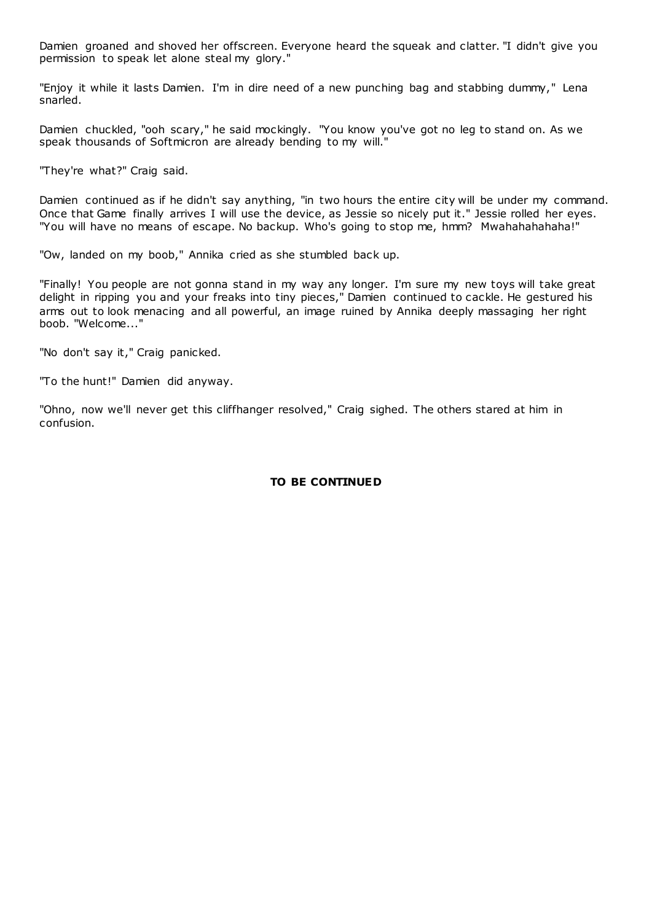Damien groaned and shoved her offscreen. Everyone heard the squeak and clatter. "I didn't give you permission to speak let alone steal my glory."

"Enjoy it while it lasts Damien. I'm in dire need of a new punching bag and stabbing dummy," Lena snarled.

Damien chuckled, "ooh scary," he said mockingly. "You know you've got no leg to stand on. As we speak thousands of Softmicron are already bending to my will."

"They're what?" Craig said.

Damien continued as if he didn't say anything, "in two hours the entire city will be under my command. Once that Game finally arrives I will use the device, as Jessie so nicely put it." Jessie rolled her eyes. "You will have no means of escape. No backup. Who's going to stop me, hmm? Mwahahahahaha!"

"Ow, landed on my boob," Annika cried as she stumbled back up.

"Finally! You people are not gonna stand in my way any longer. I'm sure my new toys will take great delight in ripping you and your freaks into tiny pieces," Damien continued to cackle. He gestured his arms out to look menacing and all powerful, an image ruined by Annika deeply massaging her right boob. "Welcome..."

"No don't say it," Craig panicked.

"To the hunt!" Damien did anyway.

"Ohno, now we'll never get this cliffhanger resolved," Craig sighed. The others stared at him in confusion.

**TO BE CONTINUED**